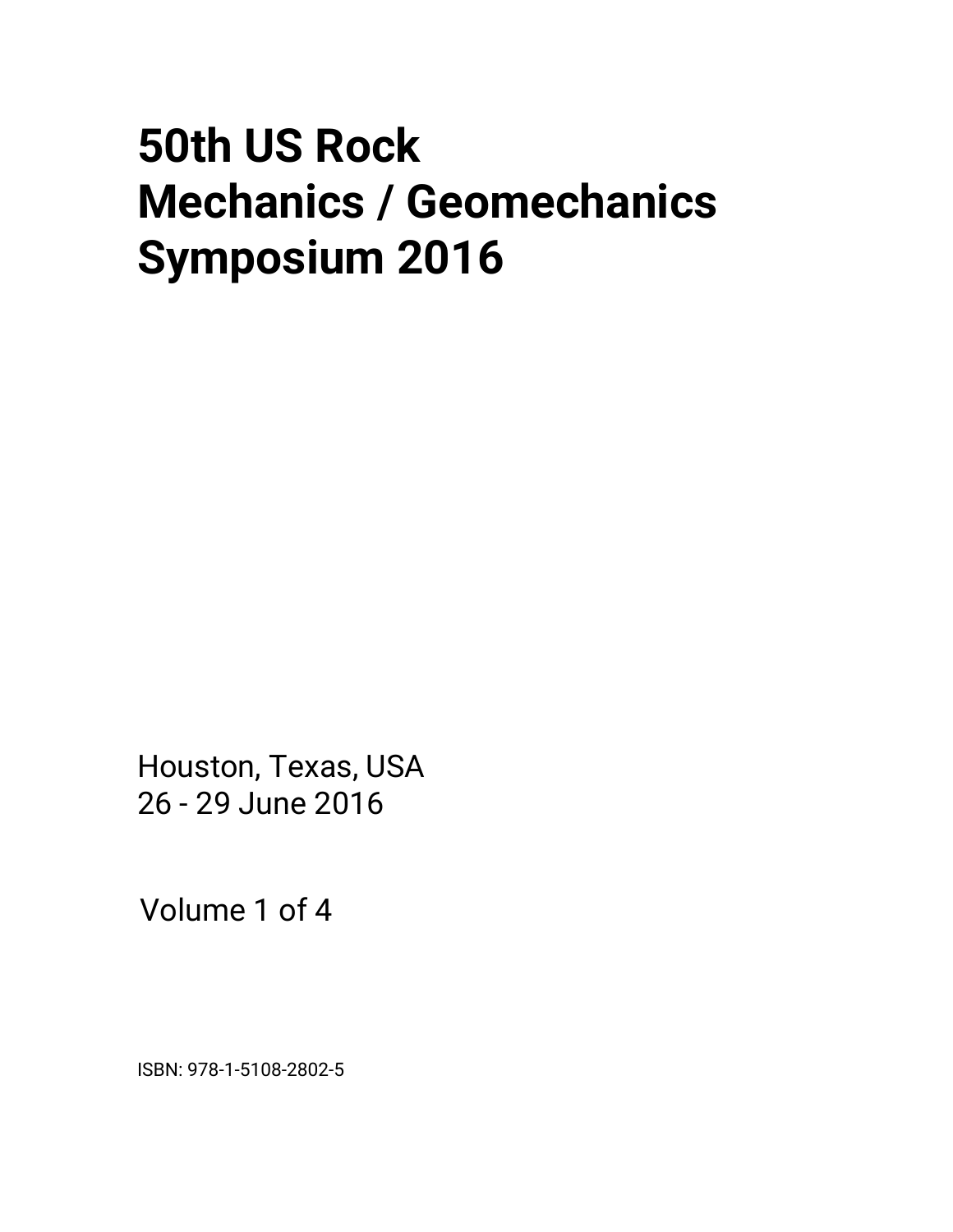# 50th US Rock Mechanics / Geomechanics Symposium 2016

Houston, Texas, USA
26 - 29 June 2016

Volume 1 of 4

ISBN: 978-1-5108-2802-5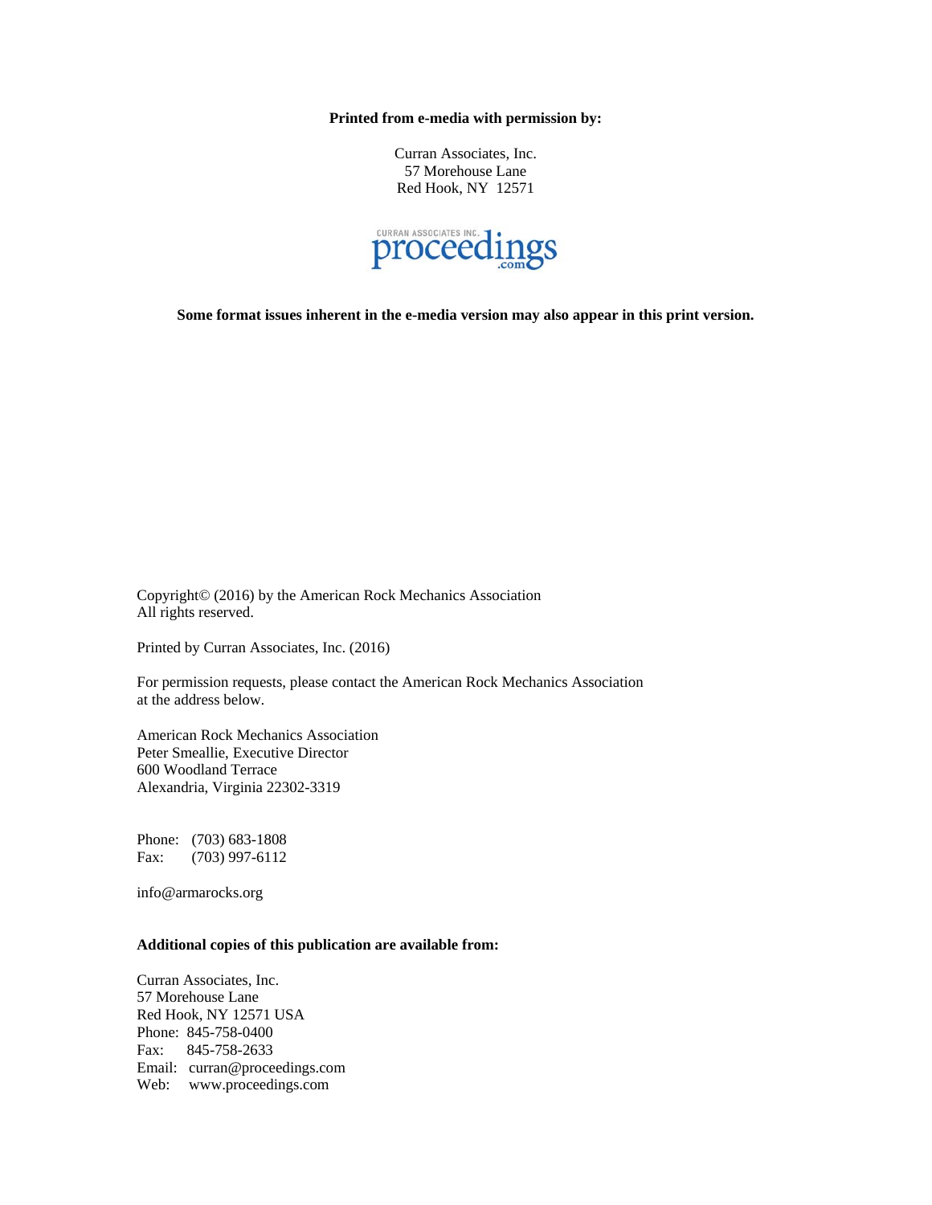**Printed from e-media with permission by:**

Curran Associates, Inc.
57 Morehouse Lane
Red Hook, NY 12571

**Some format issues inherent in the e-media version may also appear in this print version.**

Copyright© (2016) by the American Rock Mechanics Association
All rights reserved.

Printed by Curran Associates, Inc. (2016)

For permission requests, please contact the American Rock Mechanics Association at the address below.

American Rock Mechanics Association
Peter Smeallie, Executive Director
600 Woodland Terrace
Alexandria, Virginia 22302-3319

Phone: (703) 683-1808
Fax: (703) 997-6112

info@armarocks.org

**Additional copies of this publication are available from:**

Curran Associates, Inc.
57 Morehouse Lane
Red Hook, NY 12571 USA
Phone: 845-758-0400
Fax: 845-758-2633
Email: curran@proceedings.com
Web: www.proceedings.com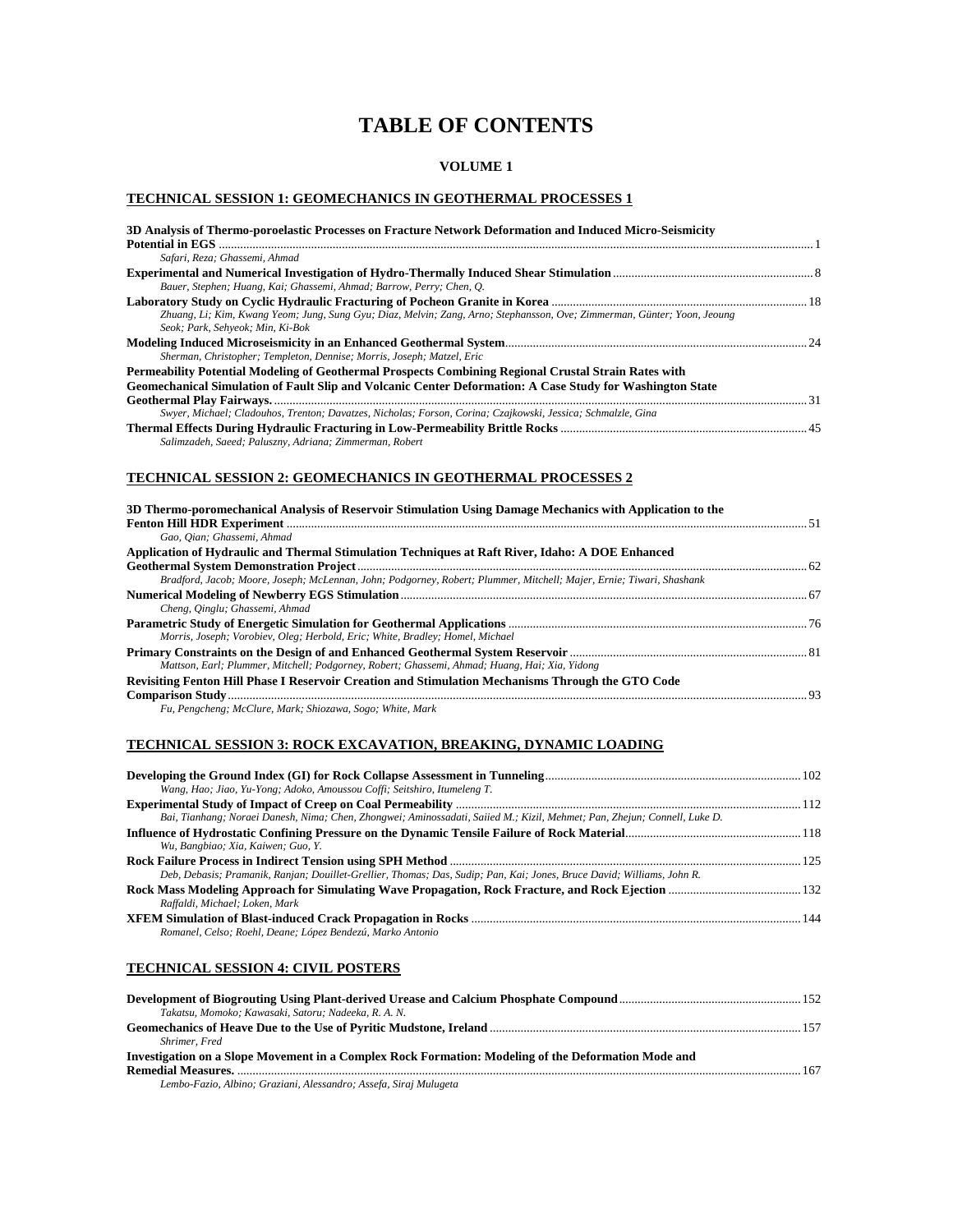# TABLE OF CONTENTS

**VOLUME 1**

## TECHNICAL SESSION 1: GEOMECHANICS IN GEOTHERMAL PROCESSES 1

**3D Analysis of Thermo-poroelastic Processes on Fracture Network Deformation and Induced Micro-Seismicity Potential in EGS** ........ 1
*Safari, Reza; Ghassemi, Ahmad*

**Experimental and Numerical Investigation of Hydro-Thermally Induced Shear Stimulation** ........ 8
*Bauer, Stephen; Huang, Kai; Ghassemi, Ahmad; Barrow, Perry; Chen, Q.*

**Laboratory Study on Cyclic Hydraulic Fracturing of Pocheon Granite in Korea** ........ 18
*Zhuang, Li; Kim, Kwang Yeom; Jung, Sung Gyu; Diaz, Melvin; Zang, Arno; Stephansson, Ove; Zimmerman, Günter; Yoon, Jeoung Seok; Park, Sehyeok; Min, Ki-Bok*

**Modeling Induced Microseismicity in an Enhanced Geothermal System** ........ 24
*Sherman, Christopher; Templeton, Dennise; Morris, Joseph; Matzel, Eric*

**Permeability Potential Modeling of Geothermal Prospects Combining Regional Crustal Strain Rates with Geomechanical Simulation of Fault Slip and Volcanic Center Deformation: A Case Study for Washington State Geothermal Play Fairways.** ........ 31
*Swyer, Michael; Cladouhos, Trenton; Davatzes, Nicholas; Forson, Corina; Czajkowski, Jessica; Schmalzle, Gina*

**Thermal Effects During Hydraulic Fracturing in Low-Permeability Brittle Rocks** ........ 45
*Salimzadeh, Saeed; Paluszny, Adriana; Zimmerman, Robert*

## TECHNICAL SESSION 2: GEOMECHANICS IN GEOTHERMAL PROCESSES 2

**3D Thermo-poromechanical Analysis of Reservoir Stimulation Using Damage Mechanics with Application to the Fenton Hill HDR Experiment** ........ 51
*Gao, Qian; Ghassemi, Ahmad*

**Application of Hydraulic and Thermal Stimulation Techniques at Raft River, Idaho: A DOE Enhanced Geothermal System Demonstration Project** ........ 62
*Bradford, Jacob; Moore, Joseph; McLennan, John; Podgorney, Robert; Plummer, Mitchell; Majer, Ernie; Tiwari, Shashank*

**Numerical Modeling of Newberry EGS Stimulation** ........ 67
*Cheng, Qinglu; Ghassemi, Ahmad*

**Parametric Study of Energetic Simulation for Geothermal Applications** ........ 76
*Morris, Joseph; Vorobiev, Oleg; Herbold, Eric; White, Bradley; Homel, Michael*

**Primary Constraints on the Design of and Enhanced Geothermal System Reservoir** ........ 81
*Mattson, Earl; Plummer, Mitchell; Podgorney, Robert; Ghassemi, Ahmad; Huang, Hai; Xia, Yidong*

**Revisiting Fenton Hill Phase I Reservoir Creation and Stimulation Mechanisms Through the GTO Code Comparison Study** ........ 93
*Fu, Pengcheng; McClure, Mark; Shiozawa, Sogo; White, Mark*

## TECHNICAL SESSION 3: ROCK EXCAVATION, BREAKING, DYNAMIC LOADING

**Developing the Ground Index (GI) for Rock Collapse Assessment in Tunneling** ........ 102
*Wang, Hao; Jiao, Yu-Yong; Adoko, Amoussou Coffi; Seitshiro, Itumeleng T.*

**Experimental Study of Impact of Creep on Coal Permeability** ........ 112
*Bai, Tianhang; Noraei Danesh, Nima; Chen, Zhongwei; Aminossadati, Saiied M.; Kizil, Mehmet; Pan, Zhejun; Connell, Luke D.*

**Influence of Hydrostatic Confining Pressure on the Dynamic Tensile Failure of Rock Material** ........ 118
*Wu, Bangbiao; Xia, Kaiwen; Guo, Y.*

**Rock Failure Process in Indirect Tension using SPH Method** ........ 125
*Deb, Debasis; Pramanik, Ranjan; Douillet-Grellier, Thomas; Das, Sudip; Pan, Kai; Jones, Bruce David; Williams, John R.*

**Rock Mass Modeling Approach for Simulating Wave Propagation, Rock Fracture, and Rock Ejection** ........ 132
*Raffaldi, Michael; Loken, Mark*

**XFEM Simulation of Blast-induced Crack Propagation in Rocks** ........ 144
*Romanel, Celso; Roehl, Deane; López Bendezú, Marko Antonio*

## TECHNICAL SESSION 4: CIVIL POSTERS

**Development of Biogrouting Using Plant-derived Urease and Calcium Phosphate Compound** ........ 152
*Takatsu, Momoko; Kawasaki, Satoru; Nadeeka, R. A. N.*

**Geomechanics of Heave Due to the Use of Pyritic Mudstone, Ireland** ........ 157
*Shrimer, Fred*

**Investigation on a Slope Movement in a Complex Rock Formation: Modeling of the Deformation Mode and Remedial Measures.** ........ 167
*Lembo-Fazio, Albino; Graziani, Alessandro; Assefa, Siraj Mulugeta*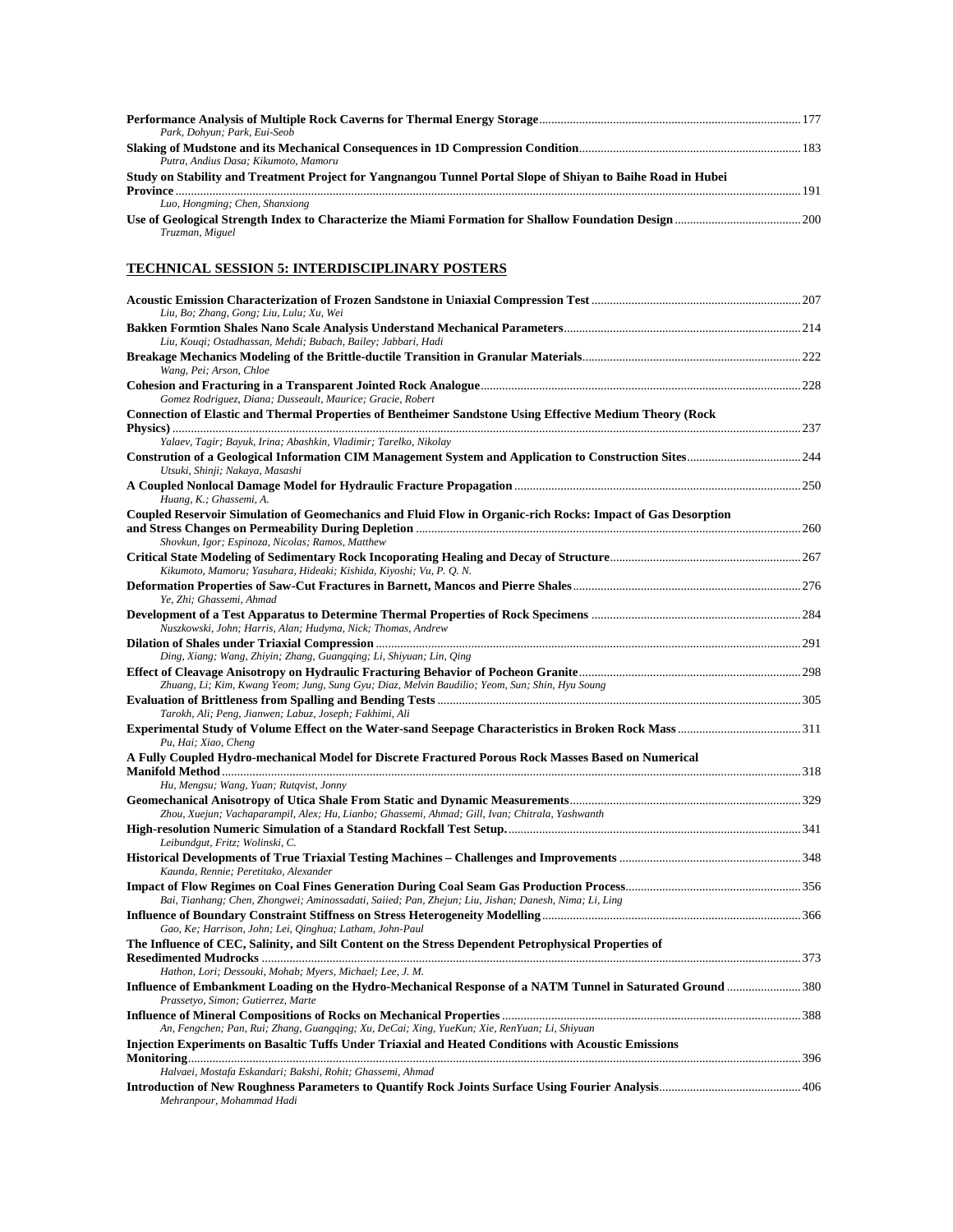**Performance Analysis of Multiple Rock Caverns for Thermal Energy Storage** .......... 177
*Park, Dohyun; Park, Eui-Seob*

**Slaking of Mudstone and its Mechanical Consequences in 1D Compression Condition** .......... 183
*Putra, Andius Dasa; Kikumoto, Mamoru*

**Study on Stability and Treatment Project for Yangnangou Tunnel Portal Slope of Shiyan to Baihe Road in Hubei Province** .......... 191
*Luo, Hongming; Chen, Shanxiong*

**Use of Geological Strength Index to Characterize the Miami Formation for Shallow Foundation Design** .......... 200
*Truzman, Miguel*

## TECHNICAL SESSION 5: INTERDISCIPLINARY POSTERS

**Acoustic Emission Characterization of Frozen Sandstone in Uniaxial Compression Test** .......... 207
*Liu, Bo; Zhang, Gong; Liu, Lulu; Xu, Wei*

**Bakken Formtion Shales Nano Scale Analysis Understand Mechanical Parameters** .......... 214
*Liu, Kouqi; Ostadhassan, Mehdi; Bubach, Bailey; Jabbari, Hadi*

**Breakage Mechanics Modeling of the Brittle-ductile Transition in Granular Materials** .......... 222
*Wang, Pei; Arson, Chloe*

**Cohesion and Fracturing in a Transparent Jointed Rock Analogue** .......... 228
*Gomez Rodriguez, Diana; Dusseault, Maurice; Gracie, Robert*

**Connection of Elastic and Thermal Properties of Bentheimer Sandstone Using Effective Medium Theory (Rock Physics)** .......... 237
*Yalaev, Tagir; Bayuk, Irina; Abashkin, Vladimir; Tarelko, Nikolay*

**Constrution of a Geological Information CIM Management System and Application to Construction Sites** .......... 244
*Utsuki, Shinji; Nakaya, Masashi*

**A Coupled Nonlocal Damage Model for Hydraulic Fracture Propagation** .......... 250
*Huang, K.; Ghassemi, A.*

**Coupled Reservoir Simulation of Geomechanics and Fluid Flow in Organic-rich Rocks: Impact of Gas Desorption and Stress Changes on Permeability During Depletion** .......... 260
*Shovkun, Igor; Espinoza, Nicolas; Ramos, Matthew*

**Critical State Modeling of Sedimentary Rock Incoporating Healing and Decay of Structure** .......... 267
*Kikumoto, Mamoru; Yasuhara, Hideaki; Kishida, Kiyoshi; Vu, P. Q. N.*

**Deformation Properties of Saw-Cut Fractures in Barnett, Mancos and Pierre Shales** .......... 276
*Ye, Zhi; Ghassemi, Ahmad*

**Development of a Test Apparatus to Determine Thermal Properties of Rock Specimens** .......... 284
*Nuszkowski, John; Harris, Alan; Hudyma, Nick; Thomas, Andrew*

**Dilation of Shales under Triaxial Compression** .......... 291
*Ding, Xiang; Wang, Zhiyin; Zhang, Guangqing; Li, Shiyuan; Lin, Qing*

**Effect of Cleavage Anisotropy on Hydraulic Fracturing Behavior of Pocheon Granite** .......... 298
*Zhuang, Li; Kim, Kwang Yeom; Jung, Sung Gyu; Diaz, Melvin Baudilio; Yeom, Sun; Shin, Hyu Soung*

**Evaluation of Brittleness from Spalling and Bending Tests** .......... 305
*Tarokh, Ali; Peng, Jianwen; Labuz, Joseph; Fakhimi, Ali*

**Experimental Study of Volume Effect on the Water-sand Seepage Characteristics in Broken Rock Mass** .......... 311
*Pu, Hai; Xiao, Cheng*

**A Fully Coupled Hydro-mechanical Model for Discrete Fractured Porous Rock Masses Based on Numerical Manifold Method** .......... 318
*Hu, Mengsu; Wang, Yuan; Rutqvist, Jonny*

**Geomechanical Anisotropy of Utica Shale From Static and Dynamic Measurements** .......... 329
*Zhou, Xuejun; Vachaparampil, Alex; Hu, Lianbo; Ghassemi, Ahmad; Gill, Ivan; Chitrala, Yashwanth*

**High-resolution Numeric Simulation of a Standard Rockfall Test Setup.** .......... 341
*Leibundgut, Fritz; Wolinski, C.*

**Historical Developments of True Triaxial Testing Machines – Challenges and Improvements** .......... 348
*Kaunda, Rennie; Peretitako, Alexander*

**Impact of Flow Regimes on Coal Fines Generation During Coal Seam Gas Production Process** .......... 356
*Bai, Tianhang; Chen, Zhongwei; Aminossadati, Saiied; Pan, Zhejun; Liu, Jishan; Danesh, Nima; Li, Ling*

**Influence of Boundary Constraint Stiffness on Stress Heterogeneity Modelling** .......... 366
*Gao, Ke; Harrison, John; Lei, Qinghua; Latham, John-Paul*

**The Influence of CEC, Salinity, and Silt Content on the Stress Dependent Petrophysical Properties of Resedimented Mudrocks** .......... 373
*Hathon, Lori; Dessouki, Mohab; Myers, Michael; Lee, J. M.*

**Influence of Embankment Loading on the Hydro-Mechanical Response of a NATM Tunnel in Saturated Ground** .......... 380
*Prassetyo, Simon; Gutierrez, Marte*

**Influence of Mineral Compositions of Rocks on Mechanical Properties** .......... 388
*An, Fengchen; Pan, Rui; Zhang, Guangqing; Xu, DeCai; Xing, YueKun; Xie, RenYuan; Li, Shiyuan*

**Injection Experiments on Basaltic Tuffs Under Triaxial and Heated Conditions with Acoustic Emissions Monitoring** .......... 396
*Halvaei, Mostafa Eskandari; Bakshi, Rohit; Ghassemi, Ahmad*

**Introduction of New Roughness Parameters to Quantify Rock Joints Surface Using Fourier Analysis** .......... 406
*Mehranpour, Mohammad Hadi*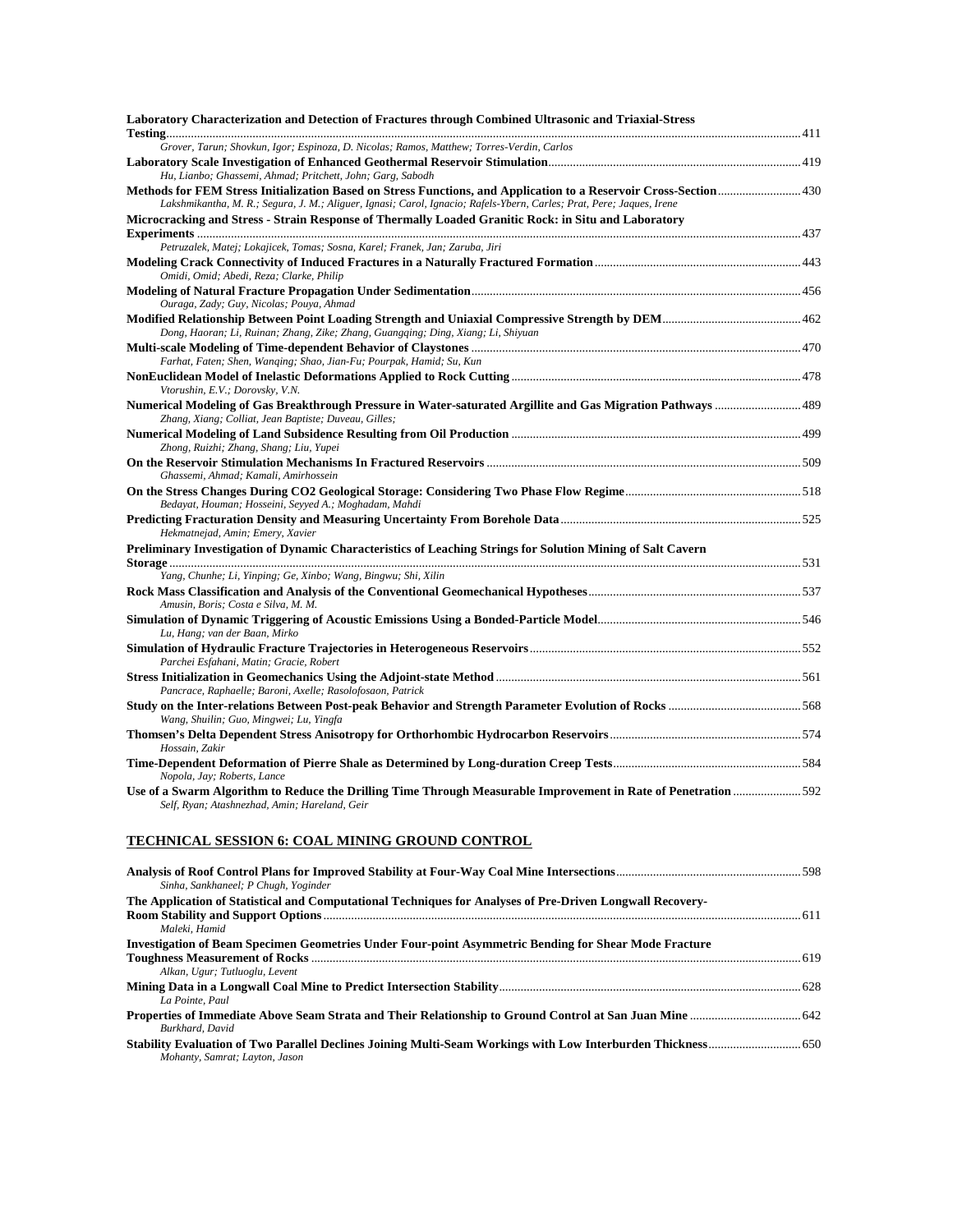**Laboratory Characterization and Detection of Fractures through Combined Ultrasonic and Triaxial-Stress Testing** ........ 411
*Grover, Tarun; Shovkun, Igor; Espinoza, D. Nicolas; Ramos, Matthew; Torres-Verdin, Carlos*

**Laboratory Scale Investigation of Enhanced Geothermal Reservoir Stimulation** ........ 419
*Hu, Lianbo; Ghassemi, Ahmad; Pritchett, John; Garg, Sabodh*

**Methods for FEM Stress Initialization Based on Stress Functions, and Application to a Reservoir Cross-Section** ........ 430
*Lakshmikantha, M. R.; Segura, J. M.; Aliguer, Ignasi; Carol, Ignacio; Rafels-Ybern, Carles; Prat, Pere; Jaques, Irene*

**Microcracking and Stress - Strain Response of Thermally Loaded Granitic Rock: in Situ and Laboratory Experiments** ........ 437
*Petruzalek, Matej; Lokajicek, Tomas; Sosna, Karel; Franek, Jan; Zaruba, Jiri*

**Modeling Crack Connectivity of Induced Fractures in a Naturally Fractured Formation** ........ 443
*Omidi, Omid; Abedi, Reza; Clarke, Philip*

**Modeling of Natural Fracture Propagation Under Sedimentation** ........ 456
*Ouraga, Zady; Guy, Nicolas; Pouya, Ahmad*

**Modified Relationship Between Point Loading Strength and Uniaxial Compressive Strength by DEM** ........ 462
*Dong, Haoran; Li, Ruinan; Zhang, Zike; Zhang, Guangqing; Ding, Xiang; Li, Shiyuan*

**Multi-scale Modeling of Time-dependent Behavior of Claystones** ........ 470
*Farhat, Faten; Shen, Wanqing; Shao, Jian-Fu; Pourpak, Hamid; Su, Kun*

**NonEuclidean Model of Inelastic Deformations Applied to Rock Cutting** ........ 478
*Vtorushin, E.V.; Dorovsky, V.N.*

**Numerical Modeling of Gas Breakthrough Pressure in Water-saturated Argillite and Gas Migration Pathways** ........ 489
*Zhang, Xiang; Colliat, Jean Baptiste; Duveau, Gilles;*

**Numerical Modeling of Land Subsidence Resulting from Oil Production** ........ 499
*Zhong, Ruizhi; Zhang, Shang; Liu, Yupei*

**On the Reservoir Stimulation Mechanisms In Fractured Reservoirs** ........ 509
*Ghassemi, Ahmad; Kamali, Amirhossein*

**On the Stress Changes During CO2 Geological Storage: Considering Two Phase Flow Regime** ........ 518
*Bedayat, Houman; Hosseini, Seyyed A.; Moghadam, Mahdi*

**Predicting Fracturation Density and Measuring Uncertainty From Borehole Data** ........ 525
*Hekmatnejad, Amin; Emery, Xavier*

**Preliminary Investigation of Dynamic Characteristics of Leaching Strings for Solution Mining of Salt Cavern Storage** ........ 531
*Yang, Chunhe; Li, Yinping; Ge, Xinbo; Wang, Bingwu; Shi, Xilin*

**Rock Mass Classification and Analysis of the Conventional Geomechanical Hypotheses** ........ 537
*Amusin, Boris; Costa e Silva, M. M.*

**Simulation of Dynamic Triggering of Acoustic Emissions Using a Bonded-Particle Model** ........ 546
*Lu, Hang; van der Baan, Mirko*

**Simulation of Hydraulic Fracture Trajectories in Heterogeneous Reservoirs** ........ 552
*Parchei Esfahani, Matin; Gracie, Robert*

**Stress Initialization in Geomechanics Using the Adjoint-state Method** ........ 561
*Pancrace, Raphaelle; Baroni, Axelle; Rasolofosaon, Patrick*

**Study on the Inter-relations Between Post-peak Behavior and Strength Parameter Evolution of Rocks** ........ 568
*Wang, Shuilin; Guo, Mingwei; Lu, Yingfa*

**Thomsen's Delta Dependent Stress Anisotropy for Orthorhombic Hydrocarbon Reservoirs** ........ 574
*Hossain, Zakir*

**Time-Dependent Deformation of Pierre Shale as Determined by Long-duration Creep Tests** ........ 584
*Nopola, Jay; Roberts, Lance*

**Use of a Swarm Algorithm to Reduce the Drilling Time Through Measurable Improvement in Rate of Penetration** ........ 592
*Self, Ryan; Atashnezhad, Amin; Hareland, Geir*

## TECHNICAL SESSION 6: COAL MINING GROUND CONTROL

**Analysis of Roof Control Plans for Improved Stability at Four-Way Coal Mine Intersections** ........ 598
*Sinha, Sankhaneel; P Chugh, Yoginder*

**The Application of Statistical and Computational Techniques for Analyses of Pre-Driven Longwall Recovery-Room Stability and Support Options** ........ 611
*Maleki, Hamid*

**Investigation of Beam Specimen Geometries Under Four-point Asymmetric Bending for Shear Mode Fracture Toughness Measurement of Rocks** ........ 619
*Alkan, Ugur; Tutluoglu, Levent*

**Mining Data in a Longwall Coal Mine to Predict Intersection Stability** ........ 628
*La Pointe, Paul*

**Properties of Immediate Above Seam Strata and Their Relationship to Ground Control at San Juan Mine** ........ 642
*Burkhard, David*

**Stability Evaluation of Two Parallel Declines Joining Multi-Seam Workings with Low Interburden Thickness** ........ 650
*Mohanty, Samrat; Layton, Jason*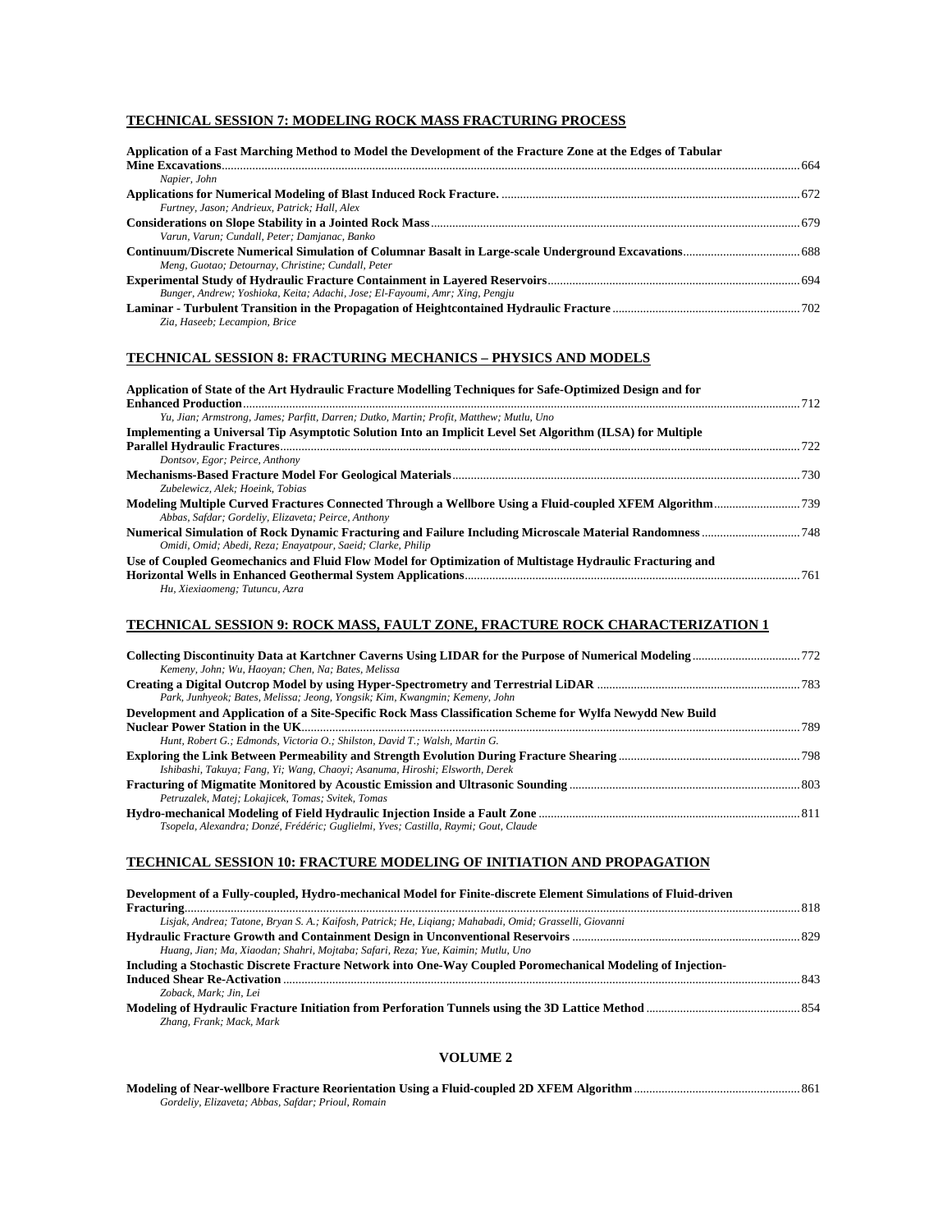## TECHNICAL SESSION 7: MODELING ROCK MASS FRACTURING PROCESS

**Application of a Fast Marching Method to Model the Development of the Fracture Zone at the Edges of Tabular Mine Excavations** ..... 664
*Napier, John*

**Applications for Numerical Modeling of Blast Induced Rock Fracture.** ..... 672
*Furtney, Jason; Andrieux, Patrick; Hall, Alex*

**Considerations on Slope Stability in a Jointed Rock Mass** ..... 679
*Varun, Varun; Cundall, Peter; Damjanac, Banko*

**Continuum/Discrete Numerical Simulation of Columnar Basalt in Large-scale Underground Excavations** ..... 688
*Meng, Guotao; Detournay, Christine; Cundall, Peter*

**Experimental Study of Hydraulic Fracture Containment in Layered Reservoirs** ..... 694
*Bunger, Andrew; Yoshioka, Keita; Adachi, Jose; El-Fayoumi, Amr; Xing, Pengju*

**Laminar - Turbulent Transition in the Propagation of Heightcontained Hydraulic Fracture** ..... 702
*Zia, Haseeb; Lecampion, Brice*

## TECHNICAL SESSION 8: FRACTURING MECHANICS – PHYSICS AND MODELS

**Application of State of the Art Hydraulic Fracture Modelling Techniques for Safe-Optimized Design and for Enhanced Production** ..... 712
*Yu, Jian; Armstrong, James; Parfitt, Darren; Dutko, Martin; Profit, Matthew; Mutlu, Uno*

**Implementing a Universal Tip Asymptotic Solution Into an Implicit Level Set Algorithm (ILSA) for Multiple Parallel Hydraulic Fractures** ..... 722
*Dontsov, Egor; Peirce, Anthony*

**Mechanisms-Based Fracture Model For Geological Materials** ..... 730
*Zubelewicz, Alek; Hoeink, Tobias*

**Modeling Multiple Curved Fractures Connected Through a Wellbore Using a Fluid-coupled XFEM Algorithm** ..... 739
*Abbas, Safdar; Gordeliy, Elizaveta; Peirce, Anthony*

**Numerical Simulation of Rock Dynamic Fracturing and Failure Including Microscale Material Randomness** ..... 748
*Omidi, Omid; Abedi, Reza; Enayatpour, Saeid; Clarke, Philip*

**Use of Coupled Geomechanics and Fluid Flow Model for Optimization of Multistage Hydraulic Fracturing and Horizontal Wells in Enhanced Geothermal System Applications** ..... 761
*Hu, Xiexiaomeng; Tutuncu, Azra*

## TECHNICAL SESSION 9: ROCK MASS, FAULT ZONE, FRACTURE ROCK CHARACTERIZATION 1

**Collecting Discontinuity Data at Kartchner Caverns Using LIDAR for the Purpose of Numerical Modeling** ..... 772
*Kemeny, John; Wu, Haoyan; Chen, Na; Bates, Melissa*

**Creating a Digital Outcrop Model by using Hyper-Spectrometry and Terrestrial LiDAR** ..... 783
*Park, Junhyeok; Bates, Melissa; Jeong, Yongsik; Kim, Kwangmin; Kemeny, John*

**Development and Application of a Site-Specific Rock Mass Classification Scheme for Wylfa Newydd New Build Nuclear Power Station in the UK** ..... 789
*Hunt, Robert G.; Edmonds, Victoria O.; Shilston, David T.; Walsh, Martin G.*

**Exploring the Link Between Permeability and Strength Evolution During Fracture Shearing** ..... 798
*Ishibashi, Takuya; Fang, Yi; Wang, Chaoyi; Asanuma, Hiroshi; Elsworth, Derek*

**Fracturing of Migmatite Monitored by Acoustic Emission and Ultrasonic Sounding** ..... 803
*Petruzalek, Matej; Lokajicek, Tomas; Svitek, Tomas*

**Hydro-mechanical Modeling of Field Hydraulic Injection Inside a Fault Zone** ..... 811
*Tsopela, Alexandra; Donzé, Frédéric; Guglielmi, Yves; Castilla, Raymi; Gout, Claude*

## TECHNICAL SESSION 10: FRACTURE MODELING OF INITIATION AND PROPAGATION

**Development of a Fully-coupled, Hydro-mechanical Model for Finite-discrete Element Simulations of Fluid-driven Fracturing** ..... 818
*Lisjak, Andrea; Tatone, Bryan S. A.; Kaifosh, Patrick; He, Liqiang; Mahabadi, Omid; Grasselli, Giovanni*

**Hydraulic Fracture Growth and Containment Design in Unconventional Reservoirs** ..... 829
*Huang, Jian; Ma, Xiaodan; Shahri, Mojtaba; Safari, Reza; Yue, Kaimin; Mutlu, Uno*

**Including a Stochastic Discrete Fracture Network into One-Way Coupled Poromechanical Modeling of Injection-Induced Shear Re-Activation** ..... 843
*Zoback, Mark; Jin, Lei*

**Modeling of Hydraulic Fracture Initiation from Perforation Tunnels using the 3D Lattice Method** ..... 854
*Zhang, Frank; Mack, Mark*

## VOLUME 2

**Modeling of Near-wellbore Fracture Reorientation Using a Fluid-coupled 2D XFEM Algorithm** ..... 861
*Gordeliy, Elizaveta; Abbas, Safdar; Prioul, Romain*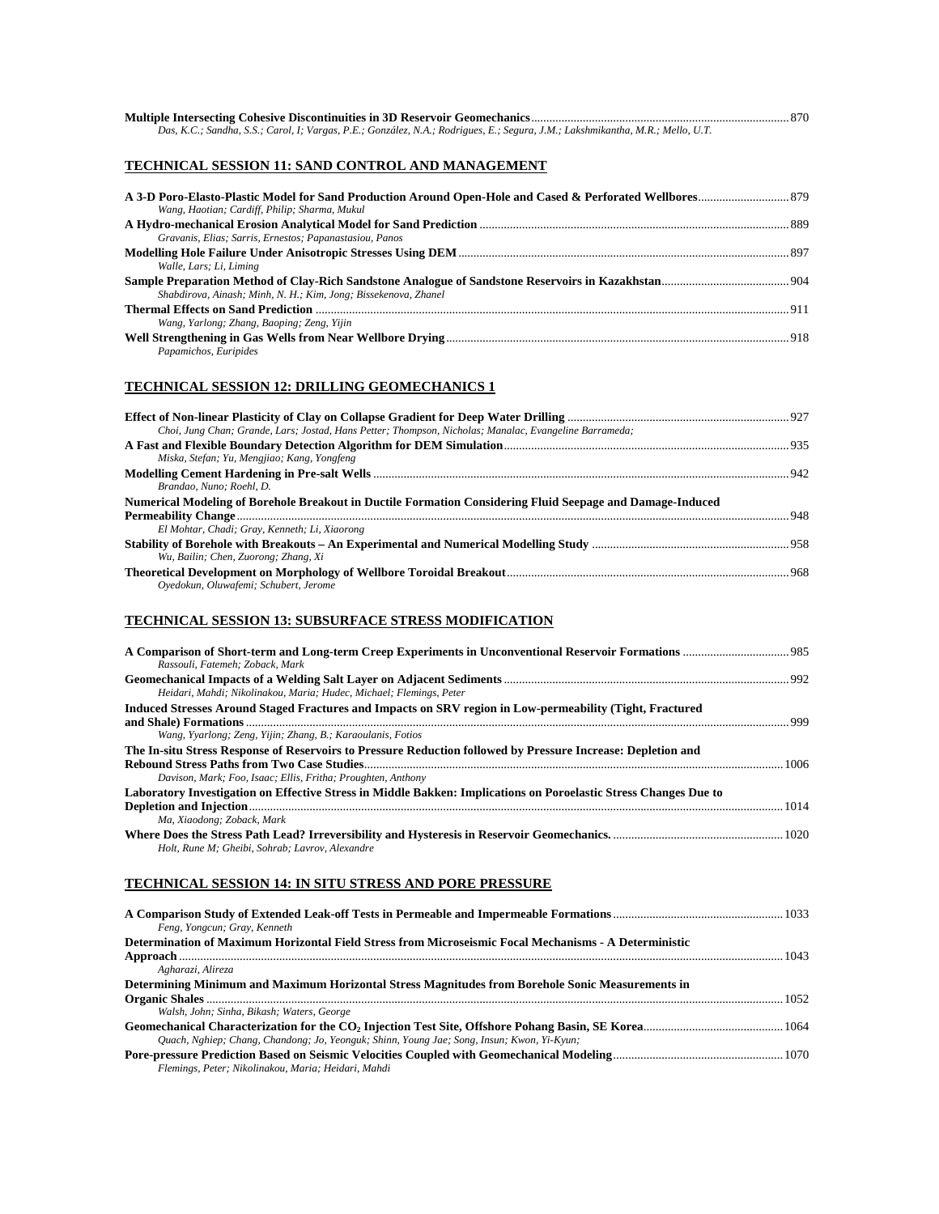**Multiple Intersecting Cohesive Discontinuities in 3D Reservoir Geomechanics** ........ 870
*Das, K.C.; Sandha, S.S.; Carol, I; Vargas, P.E.; González, N.A.; Rodrigues, E.; Segura, J.M.; Lakshmikantha, M.R.; Mello, U.T.*

## TECHNICAL SESSION 11: SAND CONTROL AND MANAGEMENT

**A 3-D Poro-Elasto-Plastic Model for Sand Production Around Open-Hole and Cased & Perforated Wellbores** ........ 879
*Wang, Haotian; Cardiff, Philip; Sharma, Mukul*

**A Hydro-mechanical Erosion Analytical Model for Sand Prediction** ........ 889
*Gravanis, Elias; Sarris, Ernestos; Papanastasiou, Panos*

**Modelling Hole Failure Under Anisotropic Stresses Using DEM** ........ 897
*Walle, Lars; Li, Liming*

**Sample Preparation Method of Clay-Rich Sandstone Analogue of Sandstone Reservoirs in Kazakhstan** ........ 904
*Shabdirova, Ainash; Minh, N. H.; Kim, Jong; Bissekenova, Zhanel*

**Thermal Effects on Sand Prediction** ........ 911
*Wang, Yarlong; Zhang, Baoping; Zeng, Yijin*

**Well Strengthening in Gas Wells from Near Wellbore Drying** ........ 918
*Papamichos, Euripides*

## TECHNICAL SESSION 12: DRILLING GEOMECHANICS 1

**Effect of Non-linear Plasticity of Clay on Collapse Gradient for Deep Water Drilling** ........ 927
*Choi, Jung Chan; Grande, Lars; Jostad, Hans Petter; Thompson, Nicholas; Manalac, Evangeline Barrameda;*

**A Fast and Flexible Boundary Detection Algorithm for DEM Simulation** ........ 935
*Miska, Stefan; Yu, Mengjiao; Kang, Yongfeng*

**Modelling Cement Hardening in Pre-salt Wells** ........ 942
*Brandao, Nuno; Roehl, D.*

**Numerical Modeling of Borehole Breakout in Ductile Formation Considering Fluid Seepage and Damage-Induced Permeability Change** ........ 948
*El Mohtar, Chadi; Gray, Kenneth; Li, Xiaorong*

**Stability of Borehole with Breakouts – An Experimental and Numerical Modelling Study** ........ 958
*Wu, Bailin; Chen, Zuorong; Zhang, Xi*

**Theoretical Development on Morphology of Wellbore Toroidal Breakout** ........ 968
*Oyedokun, Oluwafemi; Schubert, Jerome*

## TECHNICAL SESSION 13: SUBSURFACE STRESS MODIFICATION

**A Comparison of Short-term and Long-term Creep Experiments in Unconventional Reservoir Formations** ........ 985
*Rassouli, Fatemeh; Zoback, Mark*

**Geomechanical Impacts of a Welding Salt Layer on Adjacent Sediments** ........ 992
*Heidari, Mahdi; Nikolinakou, Maria; Hudec, Michael; Flemings, Peter*

**Induced Stresses Around Staged Fractures and Impacts on SRV region in Low-permeability (Tight, Fractured and Shale) Formations** ........ 999
*Wang, Yyarlong; Zeng, Yijin; Zhang, B.; Karaoulanis, Fotios*

**The In-situ Stress Response of Reservoirs to Pressure Reduction followed by Pressure Increase: Depletion and Rebound Stress Paths from Two Case Studies** ........ 1006
*Davison, Mark; Foo, Isaac; Ellis, Fritha; Proughten, Anthony*

**Laboratory Investigation on Effective Stress in Middle Bakken: Implications on Poroelastic Stress Changes Due to Depletion and Injection** ........ 1014
*Ma, Xiaodong; Zoback, Mark*

**Where Does the Stress Path Lead? Irreversibility and Hysteresis in Reservoir Geomechanics.** ........ 1020
*Holt, Rune M; Gheibi, Sohrab; Lavrov, Alexandre*

## TECHNICAL SESSION 14: IN SITU STRESS AND PORE PRESSURE

**A Comparison Study of Extended Leak-off Tests in Permeable and Impermeable Formations** ........ 1033
*Feng, Yongcun; Gray, Kenneth*

**Determination of Maximum Horizontal Field Stress from Microseismic Focal Mechanisms - A Deterministic Approach** ........ 1043
*Agharazi, Alireza*

**Determining Minimum and Maximum Horizontal Stress Magnitudes from Borehole Sonic Measurements in Organic Shales** ........ 1052
*Walsh, John; Sinha, Bikash; Waters, George*

**Geomechanical Characterization for the $CO_2$ Injection Test Site, Offshore Pohang Basin, SE Korea** ........ 1064
*Quach, Nghiep; Chang, Chandong; Jo, Yeonguk; Shinn, Young Jae; Song, Insun; Kwon, Yi-Kyun;*

**Pore-pressure Prediction Based on Seismic Velocities Coupled with Geomechanical Modeling** ........ 1070
*Flemings, Peter; Nikolinakou, Maria; Heidari, Mahdi*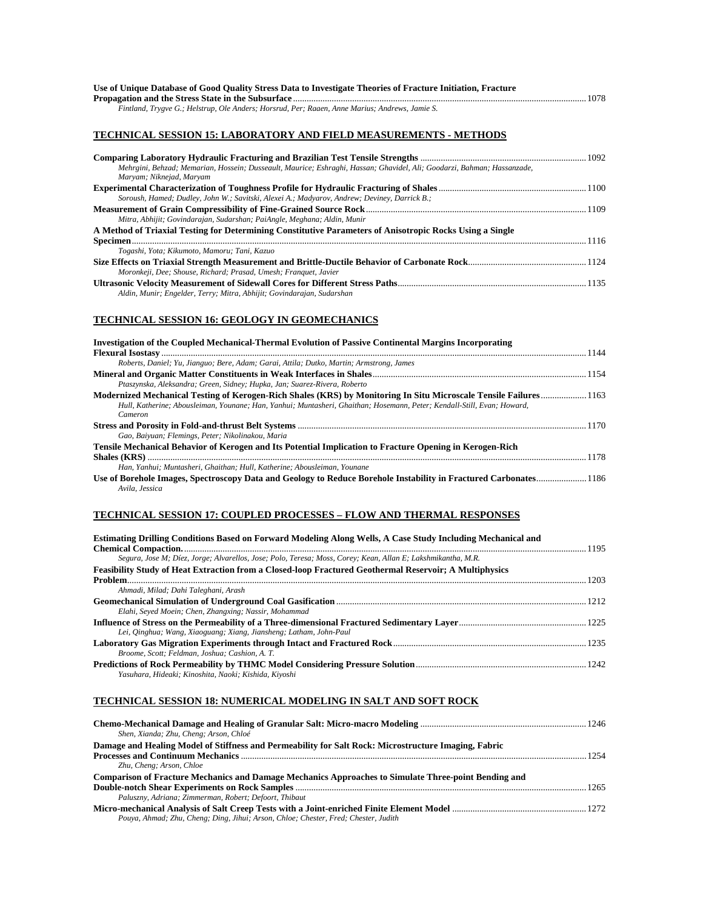**Use of Unique Database of Good Quality Stress Data to Investigate Theories of Fracture Initiation, Fracture Propagation and the Stress State in the Subsurface** ............ 1078
*Fintland, Trygve G.; Helstrup, Ole Anders; Horsrud, Per; Raaen, Anne Marius; Andrews, Jamie S.*

## TECHNICAL SESSION 15: LABORATORY AND FIELD MEASUREMENTS - METHODS

**Comparing Laboratory Hydraulic Fracturing and Brazilian Test Tensile Strengths** ............ 1092
*Mehrgini, Behzad; Memarian, Hossein; Dusseault, Maurice; Eshraghi, Hassan; Ghavidel, Ali; Goodarzi, Bahman; Hassanzade, Maryam; Niknejad, Maryam*

**Experimental Characterization of Toughness Profile for Hydraulic Fracturing of Shales** ............ 1100
*Soroush, Hamed; Dudley, John W.; Savitski, Alexei A.; Madyarov, Andrew; Deviney, Darrick B.;*

**Measurement of Grain Compressibility of Fine-Grained Source Rock** ............ 1109
*Mitra, Abhijit; Govindarajan, Sudarshan; PaiAngle, Meghana; Aldin, Munir*

**A Method of Triaxial Testing for Determining Constitutive Parameters of Anisotropic Rocks Using a Single Specimen** ............ 1116
*Togashi, Yota; Kikumoto, Mamoru; Tani, Kazuo*

**Size Effects on Triaxial Strength Measurement and Brittle-Ductile Behavior of Carbonate Rock** ............ 1124
*Moronkeji, Dee; Shouse, Richard; Prasad, Umesh; Franquet, Javier*

**Ultrasonic Velocity Measurement of Sidewall Cores for Different Stress Paths** ............ 1135
*Aldin, Munir; Engelder, Terry; Mitra, Abhijit; Govindarajan, Sudarshan*

## TECHNICAL SESSION 16: GEOLOGY IN GEOMECHANICS

**Investigation of the Coupled Mechanical-Thermal Evolution of Passive Continental Margins Incorporating Flexural Isostasy** ............ 1144
*Roberts, Daniel; Yu, Jianguo; Bere, Adam; Garai, Attila; Dutko, Martin; Armstrong, James*

**Mineral and Organic Matter Constituents in Weak Interfaces in Shales** ............ 1154
*Ptaszynska, Aleksandra; Green, Sidney; Hupka, Jan; Suarez-Rivera, Roberto*

**Modernized Mechanical Testing of Kerogen-Rich Shales (KRS) by Monitoring In Situ Microscale Tensile Failures** ............ 1163
*Hull, Katherine; Abousleiman, Younane; Han, Yanhui; Muntasheri, Ghaithan; Hosemann, Peter; Kendall-Still, Evan; Howard, Cameron*

**Stress and Porosity in Fold-and-thrust Belt Systems** ............ 1170
*Gao, Baiyuan; Flemings, Peter; Nikolinakou, Maria*

**Tensile Mechanical Behavior of Kerogen and Its Potential Implication to Fracture Opening in Kerogen-Rich Shales (KRS)** ............ 1178
*Han, Yanhui; Muntasheri, Ghaithan; Hull, Katherine; Abousleiman, Younane*

**Use of Borehole Images, Spectroscopy Data and Geology to Reduce Borehole Instability in Fractured Carbonates** ............ 1186
*Avila, Jessica*

## TECHNICAL SESSION 17: COUPLED PROCESSES – FLOW AND THERMAL RESPONSES

**Estimating Drilling Conditions Based on Forward Modeling Along Wells, A Case Study Including Mechanical and Chemical Compaction.** ............ 1195
*Segura, Jose M; Díez, Jorge; Alvarellos, Jose; Polo, Teresa; Moss, Corey; Kean, Allan E; Lakshmikantha, M.R.*

**Feasibility Study of Heat Extraction from a Closed-loop Fractured Geothermal Reservoir; A Multiphysics Problem** ............ 1203
*Ahmadi, Milad; Dahi Taleghani, Arash*

**Geomechanical Simulation of Underground Coal Gasification** ............ 1212
*Elahi, Seyed Moein; Chen, Zhangxing; Nassir, Mohammad*

**Influence of Stress on the Permeability of a Three-dimensional Fractured Sedimentary Layer** ............ 1225
*Lei, Qinghua; Wang, Xiaoguang; Xiang, Jiansheng; Latham, John-Paul*

**Laboratory Gas Migration Experiments through Intact and Fractured Rock** ............ 1235
*Broome, Scott; Feldman, Joshua; Cashion, A. T.*

**Predictions of Rock Permeability by THMC Model Considering Pressure Solution** ............ 1242
*Yasuhara, Hideaki; Kinoshita, Naoki; Kishida, Kiyoshi*

## TECHNICAL SESSION 18: NUMERICAL MODELING IN SALT AND SOFT ROCK

**Chemo-Mechanical Damage and Healing of Granular Salt: Micro-macro Modeling** ............ 1246
*Shen, Xianda; Zhu, Cheng; Arson, Chloé*

**Damage and Healing Model of Stiffness and Permeability for Salt Rock: Microstructure Imaging, Fabric Processes and Continuum Mechanics** ............ 1254
*Zhu, Cheng; Arson, Chloe*

**Comparison of Fracture Mechanics and Damage Mechanics Approaches to Simulate Three-point Bending and Double-notch Shear Experiments on Rock Samples** ............ 1265
*Paluszny, Adriana; Zimmerman, Robert; Defoort, Thibaut*

**Micro-mechanical Analysis of Salt Creep Tests with a Joint-enriched Finite Element Model** ............ 1272
*Pouya, Ahmad; Zhu, Cheng; Ding, Jihui; Arson, Chloe; Chester, Fred; Chester, Judith*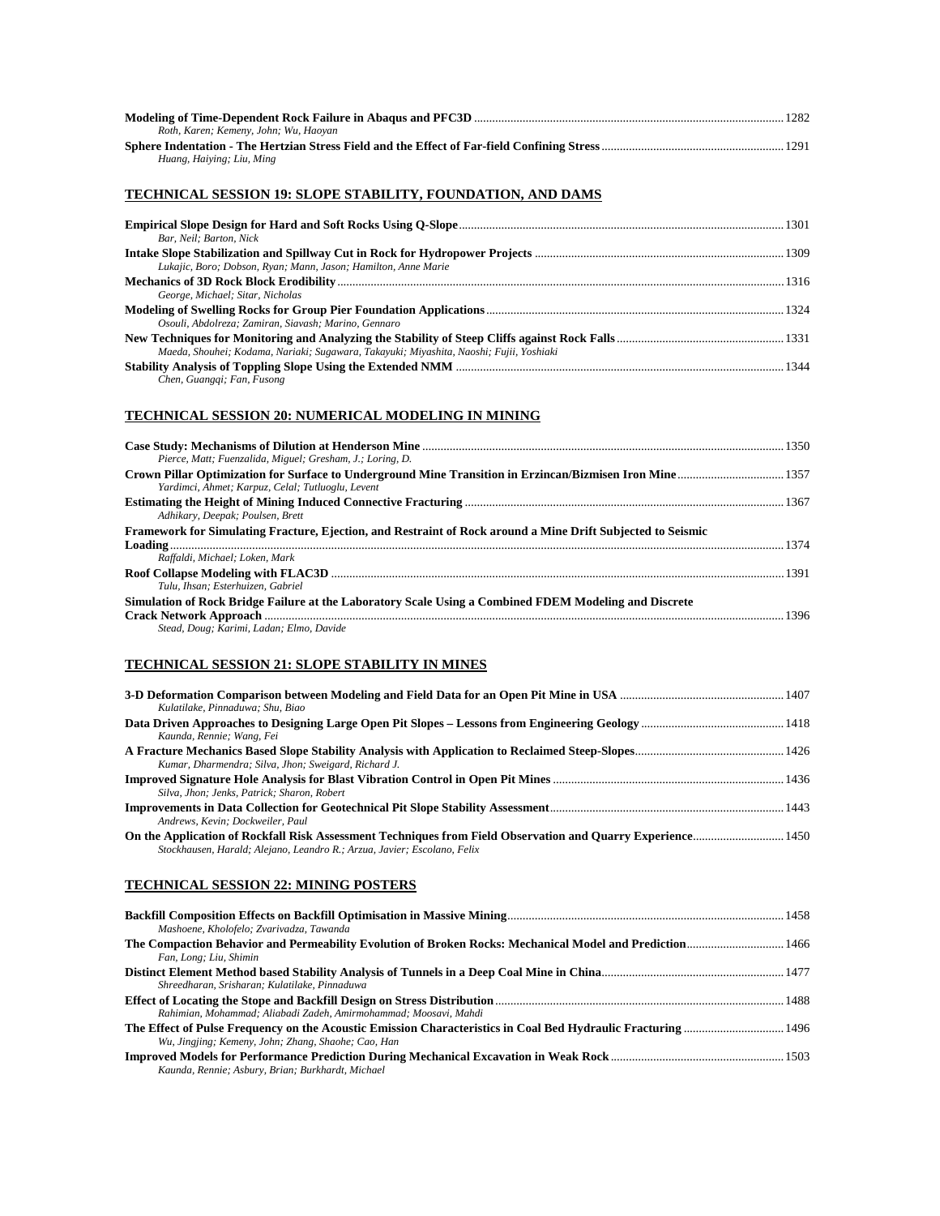**Modeling of Time-Dependent Rock Failure in Abaqus and PFC3D** ........ 1282
*Roth, Karen; Kemeny, John; Wu, Haoyan*

**Sphere Indentation - The Hertzian Stress Field and the Effect of Far-field Confining Stress** ........ 1291
*Huang, Haiying; Liu, Ming*

## TECHNICAL SESSION 19: SLOPE STABILITY, FOUNDATION, AND DAMS

**Empirical Slope Design for Hard and Soft Rocks Using Q-Slope** ........ 1301
*Bar, Neil; Barton, Nick*

**Intake Slope Stabilization and Spillway Cut in Rock for Hydropower Projects** ........ 1309
*Lukajic, Boro; Dobson, Ryan; Mann, Jason; Hamilton, Anne Marie*

**Mechanics of 3D Rock Block Erodibility** ........ 1316
*George, Michael; Sitar, Nicholas*

**Modeling of Swelling Rocks for Group Pier Foundation Applications** ........ 1324
*Osouli, Abdolreza; Zamiran, Siavash; Marino, Gennaro*

**New Techniques for Monitoring and Analyzing the Stability of Steep Cliffs against Rock Falls** ........ 1331
*Maeda, Shouhei; Kodama, Nariaki; Sugawara, Takayuki; Miyashita, Naoshi; Fujii, Yoshiaki*

**Stability Analysis of Toppling Slope Using the Extended NMM** ........ 1344
*Chen, Guangqi; Fan, Fusong*

## TECHNICAL SESSION 20: NUMERICAL MODELING IN MINING

**Case Study: Mechanisms of Dilution at Henderson Mine** ........ 1350
*Pierce, Matt; Fuenzalida, Miguel; Gresham, J.; Loring, D.*

**Crown Pillar Optimization for Surface to Underground Mine Transition in Erzincan/Bizmisen Iron Mine** ........ 1357
*Yardimci, Ahmet; Karpuz, Celal; Tutluoglu, Levent*

**Estimating the Height of Mining Induced Connective Fracturing** ........ 1367
*Adhikary, Deepak; Poulsen, Brett*

**Framework for Simulating Fracture, Ejection, and Restraint of Rock around a Mine Drift Subjected to Seismic Loading** ........ 1374
*Raffaldi, Michael; Loken, Mark*

**Roof Collapse Modeling with FLAC3D** ........ 1391
*Tulu, Ihsan; Esterhuizen, Gabriel*

**Simulation of Rock Bridge Failure at the Laboratory Scale Using a Combined FDEM Modeling and Discrete Crack Network Approach** ........ 1396
*Stead, Doug; Karimi, Ladan; Elmo, Davide*

## TECHNICAL SESSION 21: SLOPE STABILITY IN MINES

**3-D Deformation Comparison between Modeling and Field Data for an Open Pit Mine in USA** ........ 1407
*Kulatilake, Pinnaduwa; Shu, Biao*

**Data Driven Approaches to Designing Large Open Pit Slopes – Lessons from Engineering Geology** ........ 1418
*Kaunda, Rennie; Wang, Fei*

**A Fracture Mechanics Based Slope Stability Analysis with Application to Reclaimed Steep-Slopes** ........ 1426
*Kumar, Dharmendra; Silva, Jhon; Sweigard, Richard J.*

**Improved Signature Hole Analysis for Blast Vibration Control in Open Pit Mines** ........ 1436
*Silva, Jhon; Jenks, Patrick; Sharon, Robert*

**Improvements in Data Collection for Geotechnical Pit Slope Stability Assessment** ........ 1443
*Andrews, Kevin; Dockweiler, Paul*

**On the Application of Rockfall Risk Assessment Techniques from Field Observation and Quarry Experience** ........ 1450
*Stockhausen, Harald; Alejano, Leandro R.; Arzua, Javier; Escolano, Felix*

## TECHNICAL SESSION 22: MINING POSTERS

**Backfill Composition Effects on Backfill Optimisation in Massive Mining** ........ 1458
*Mashoene, Kholofelo; Zvarivadza, Tawanda*

**The Compaction Behavior and Permeability Evolution of Broken Rocks: Mechanical Model and Prediction** ........ 1466
*Fan, Long; Liu, Shimin*

**Distinct Element Method based Stability Analysis of Tunnels in a Deep Coal Mine in China** ........ 1477
*Shreedharan, Srisharan; Kulatilake, Pinnaduwa*

**Effect of Locating the Stope and Backfill Design on Stress Distribution** ........ 1488
*Rahimian, Mohammad; Aliabadi Zadeh, Amirmohammad; Moosavi, Mahdi*

**The Effect of Pulse Frequency on the Acoustic Emission Characteristics in Coal Bed Hydraulic Fracturing** ........ 1496
*Wu, Jingjing; Kemeny, John; Zhang, Shaohe; Cao, Han*

**Improved Models for Performance Prediction During Mechanical Excavation in Weak Rock** ........ 1503
*Kaunda, Rennie; Asbury, Brian; Burkhardt, Michael*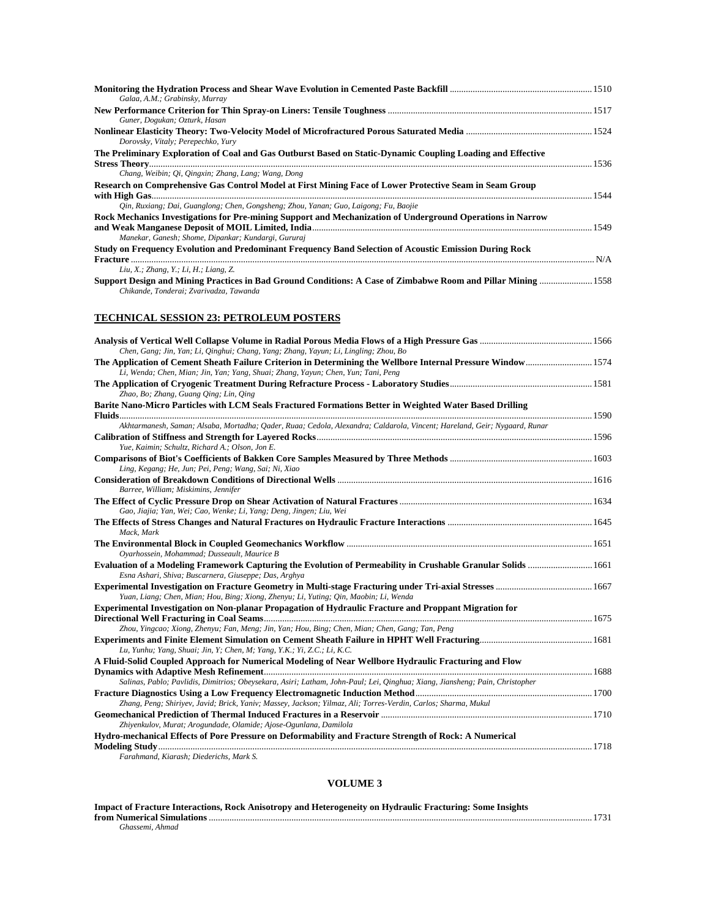**Monitoring the Hydration Process and Shear Wave Evolution in Cemented Paste Backfill** ............ 1510
*Galaa, A.M.; Grabinsky, Murray*

**New Performance Criterion for Thin Spray-on Liners: Tensile Toughness** ............ 1517
*Guner, Dogukan; Ozturk, Hasan*

**Nonlinear Elasticity Theory: Two-Velocity Model of Microfractured Porous Saturated Media** ............ 1524
*Dorovsky, Vitaly; Perepechko, Yury*

**The Preliminary Exploration of Coal and Gas Outburst Based on Static-Dynamic Coupling Loading and Effective Stress Theory** ............ 1536
*Chang, Weibin; Qi, Qingxin; Zhang, Lang; Wang, Dong*

**Research on Comprehensive Gas Control Model at First Mining Face of Lower Protective Seam in Seam Group with High Gas** ............ 1544
*Qin, Ruxiang; Dai, Guanglong; Chen, Gongsheng; Zhou, Yanan; Guo, Laigong; Fu, Baojie*

**Rock Mechanics Investigations for Pre-mining Support and Mechanization of Underground Operations in Narrow and Weak Manganese Deposit of MOIL Limited, India** ............ 1549
*Manekar, Ganesh; Shome, Dipankar; Kundargi, Gururaj*

**Study on Frequency Evolution and Predominant Frequency Band Selection of Acoustic Emission During Rock Fracture** ............ N/A
*Liu, X.; Zhang, Y.; Li, H.; Liang, Z.*

**Support Design and Mining Practices in Bad Ground Conditions: A Case of Zimbabwe Room and Pillar Mining** ............ 1558
*Chikande, Tonderai; Zvarivadza, Tawanda*

## TECHNICAL SESSION 23: PETROLEUM POSTERS

**Analysis of Vertical Well Collapse Volume in Radial Porous Media Flows of a High Pressure Gas** ............ 1566
*Chen, Gang; Jin, Yan; Li, Qinghui; Chang, Yang; Zhang, Yayun; Li, Lingling; Zhou, Bo*

**The Application of Cement Sheath Failure Criterion in Determining the Wellbore Internal Pressure Window** ............ 1574
*Li, Wenda; Chen, Mian; Jin, Yan; Yang, Shuai; Zhang, Yayun; Chen, Yun; Tani, Peng*

**The Application of Cryogenic Treatment During Refracture Process - Laboratory Studies** ............ 1581
*Zhao, Bo; Zhang, Guang Qing; Lin, Qing*

**Barite Nano-Micro Particles with LCM Seals Fractured Formations Better in Weighted Water Based Drilling Fluids** ............ 1590
*Akhtarmanesh, Saman; Alsaba, Mortadha; Qader, Ruaa; Cedola, Alexandra; Caldarola, Vincent; Hareland, Geir; Nygaard, Runar*

**Calibration of Stiffness and Strength for Layered Rocks** ............ 1596
*Yue, Kaimin; Schultz, Richard A.; Olson, Jon E.*

**Comparisons of Biot's Coefficients of Bakken Core Samples Measured by Three Methods** ............ 1603
*Ling, Kegang; He, Jun; Pei, Peng; Wang, Sai; Ni, Xiao*

**Consideration of Breakdown Conditions of Directional Wells** ............ 1616
*Barree, William; Miskimins, Jennifer*

**The Effect of Cyclic Pressure Drop on Shear Activation of Natural Fractures** ............ 1634
*Gao, Jiajia; Yan, Wei; Cao, Wenke; Li, Yang; Deng, Jingen; Liu, Wei*

**The Effects of Stress Changes and Natural Fractures on Hydraulic Fracture Interactions** ............ 1645
*Mack, Mark*

**The Environmental Block in Coupled Geomechanics Workflow** ............ 1651
*Oyarhossein, Mohammad; Dusseault, Maurice B*

**Evaluation of a Modeling Framework Capturing the Evolution of Permeability in Crushable Granular Solids** ............ 1661
*Esna Ashari, Shiva; Buscarnera, Giuseppe; Das, Arghya*

**Experimental Investigation on Fracture Geometry in Multi-stage Fracturing under Tri-axial Stresses** ............ 1667
*Yuan, Liang; Chen, Mian; Hou, Bing; Xiong, Zhenyu; Li, Yuting; Qin, Maobin; Li, Wenda*

**Experimental Investigation on Non-planar Propagation of Hydraulic Fracture and Proppant Migration for Directional Well Fracturing in Coal Seams** ............ 1675
*Zhou, Yingcao; Xiong, Zhenyu; Fan, Meng; Jin, Yan; Hou, Bing; Chen, Mian; Chen, Gang; Tan, Peng*

**Experiments and Finite Element Simulation on Cement Sheath Failure in HPHT Well Fracturing** ............ 1681
*Lu, Yunhu; Yang, Shuai; Jin, Y; Chen, M; Yang, Y.K.; Yi, Z.C.; Li, K.C.*

**A Fluid-Solid Coupled Approach for Numerical Modeling of Near Wellbore Hydraulic Fracturing and Flow Dynamics with Adaptive Mesh Refinement** ............ 1688
*Salinas, Pablo; Pavlidis, Dimitrios; Obeysekara, Asiri; Latham, John-Paul; Lei, Qinghua; Xiang, Jiansheng; Pain, Christopher*

**Fracture Diagnostics Using a Low Frequency Electromagnetic Induction Method** ............ 1700
*Zhang, Peng; Shiriyev, Javid; Brick, Yaniv; Massey, Jackson; Yilmaz, Ali; Torres-Verdin, Carlos; Sharma, Mukul*

**Geomechanical Prediction of Thermal Induced Fractures in a Reservoir** ............ 1710
*Zhiyenkulov, Murat; Arogundade, Olamide; Ajose-Ogunlana, Damilola*

**Hydro-mechanical Effects of Pore Pressure on Deformability and Fracture Strength of Rock: A Numerical Modeling Study** ............ 1718
*Farahmand, Kiarash; Diederichs, Mark S.*

## VOLUME 3

**Impact of Fracture Interactions, Rock Anisotropy and Heterogeneity on Hydraulic Fracturing: Some Insights from Numerical Simulations** ............ 1731
*Ghassemi, Ahmad*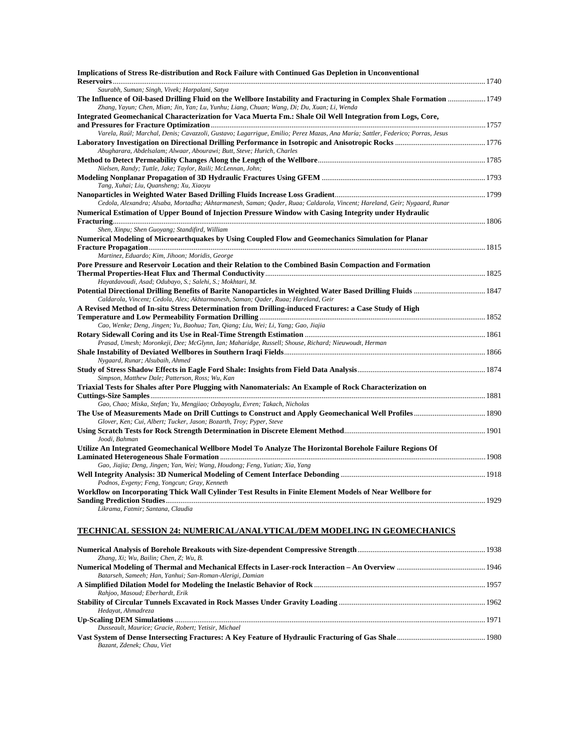**Implications of Stress Re-distribution and Rock Failure with Continued Gas Depletion in Unconventional Reservoirs** ........ 1740
*Saurabh, Suman; Singh, Vivek; Harpalani, Satya*

**The Influence of Oil-based Drilling Fluid on the Wellbore Instability and Fracturing in Complex Shale Formation** ........ 1749
*Zhang, Yayun; Chen, Mian; Jin, Yan; Lu, Yunhu; Liang, Chuan; Wang, Di; Du, Xuan; Li, Wenda*

**Integrated Geomechanical Characterization for Vaca Muerta Fm.: Shale Oil Well Integration from Logs, Core, and Pressures for Fracture Optimization** ........ 1757
*Varela, Raúl; Marchal, Denis; Cavazzoli, Gustavo; Lagarrigue, Emilio; Perez Mazas, Ana María; Sattler, Federico; Porras, Jesus*

**Laboratory Investigation on Directional Drilling Performance in Isotropic and Anisotropic Rocks** ........ 1776
*Abugharara, Abdelsalam; Alwaar, Abourawi; Butt, Steve; Hurich, Charles*

**Method to Detect Permeability Changes Along the Length of the Wellbore** ........ 1785
*Nielsen, Randy; Tuttle, Jake; Taylor, Raili; McLennan, John;*

**Modeling Nonplanar Propagation of 3D Hydraulic Fractures Using GFEM** ........ 1793
*Tang, Xuhai; Liu, Quansheng; Xu, Xiaoyu*

**Nanoparticles in Weighted Water Based Drilling Fluids Increase Loss Gradient** ........ 1799
*Cedola, Alexandra; Alsaba, Mortadha; Akhtarmanesh, Saman; Qader, Ruaa; Caldarola, Vincent; Hareland, Geir; Nygaard, Runar*

**Numerical Estimation of Upper Bound of Injection Pressure Window with Casing Integrity under Hydraulic Fracturing** ........ 1806
*Shen, Xinpu; Shen Guoyang; Standifird, William*

**Numerical Modeling of Microearthquakes by Using Coupled Flow and Geomechanics Simulation for Planar Fracture Propagation** ........ 1815
*Martinez, Eduardo; Kim, Jihoon; Moridis, George*

**Pore Pressure and Reservoir Location and their Relation to the Combined Basin Compaction and Formation Thermal Properties-Heat Flux and Thermal Conductivity** ........ 1825
*Hayatdavoudi, Asad; Odubayo, S.; Salehi, S.; Mokhtari, M.*

**Potential Directional Drilling Benefits of Barite Nanoparticles in Weighted Water Based Drilling Fluids** ........ 1847
*Caldarola, Vincent; Cedola, Alex; Akhtarmanesh, Saman; Qader, Ruaa; Hareland, Geir*

**A Revised Method of In-situ Stress Determination from Drilling-induced Fractures: a Case Study of High Temperature and Low Permeability Formation Drilling** ........ 1852
*Cao, Wenke; Deng, Jingen; Yu, Baohua; Tan, Qiang; Liu, Wei; Li, Yang; Gao, Jiajia*

**Rotary Sidewall Coring and its Use in Real-Time Strength Estimation** ........ 1861
*Prasad, Umesh; Moronkeji, Dee; McGlynn, Ian; Maharidge, Russell; Shouse, Richard; Nieuwoudt, Herman*

**Shale Instability of Deviated Wellbores in Southern Iraqi Fields** ........ 1866
*Nygaard, Runar; Alsubaih, Ahmed*

**Study of Stress Shadow Effects in Eagle Ford Shale: Insights from Field Data Analysis** ........ 1874
*Simpson, Matthew Dale; Patterson, Ross; Wu, Kan*

**Triaxial Tests for Shales after Pore Plugging with Nanomaterials: An Example of Rock Characterization on Cuttings-Size Samples** ........ 1881
*Gao, Chao; Miska, Stefan; Yu, Mengjiao; Ozbayoglu, Evren; Takach, Nicholas*

**The Use of Measurements Made on Drill Cuttings to Construct and Apply Geomechanical Well Profiles** ........ 1890
*Glover, Ken; Cui, Albert; Tucker, Jason; Bozarth, Troy; Pyper, Steve*

**Using Scratch Tests for Rock Strength Determination in Discrete Element Method** ........ 1901
*Joodi, Bahman*

**Utilize An Integrated Geomechanical Wellbore Model To Analyze The Horizontal Borehole Failure Regions Of Laminated Heterogeneous Shale Formation** ........ 1908
*Gao, Jiajia; Deng, Jingen; Yan, Wei; Wang, Houdong; Feng, Yutian; Xia, Yang*

**Well Integrity Analysis: 3D Numerical Modeling of Cement Interface Debonding** ........ 1918
*Podnos, Evgeny; Feng, Yongcun; Gray, Kenneth*

**Workflow on Incorporating Thick Wall Cylinder Test Results in Finite Element Models of Near Wellbore for Sanding Prediction Studies** ........ 1929
*Likrama, Fatmir; Santana, Claudia*

## TECHNICAL SESSION 24: NUMERICAL/ANALYTICAL/DEM MODELING IN GEOMECHANICS

**Numerical Analysis of Borehole Breakouts with Size-dependent Compressive Strength** ........ 1938
*Zhang, Xi; Wu, Bailin; Chen, Z; Wu, B.*

**Numerical Modeling of Thermal and Mechanical Effects in Laser-rock Interaction – An Overview** ........ 1946
*Batarseh, Sameeh; Han, Yanhui; San-Roman-Alerigi, Damian*

**A Simplified Dilation Model for Modeling the Inelastic Behavior of Rock** ........ 1957
*Rahjoo, Masoud; Eberhardt, Erik*

**Stability of Circular Tunnels Excavated in Rock Masses Under Gravity Loading** ........ 1962
*Hedayat, Ahmadreza*

**Up-Scaling DEM Simulations** ........ 1971
*Dusseault, Maurice; Gracie, Robert; Yetisir, Michael*

**Vast System of Dense Intersecting Fractures: A Key Feature of Hydraulic Fracturing of Gas Shale** ........ 1980
*Bazant, Zdenek; Chau, Viet*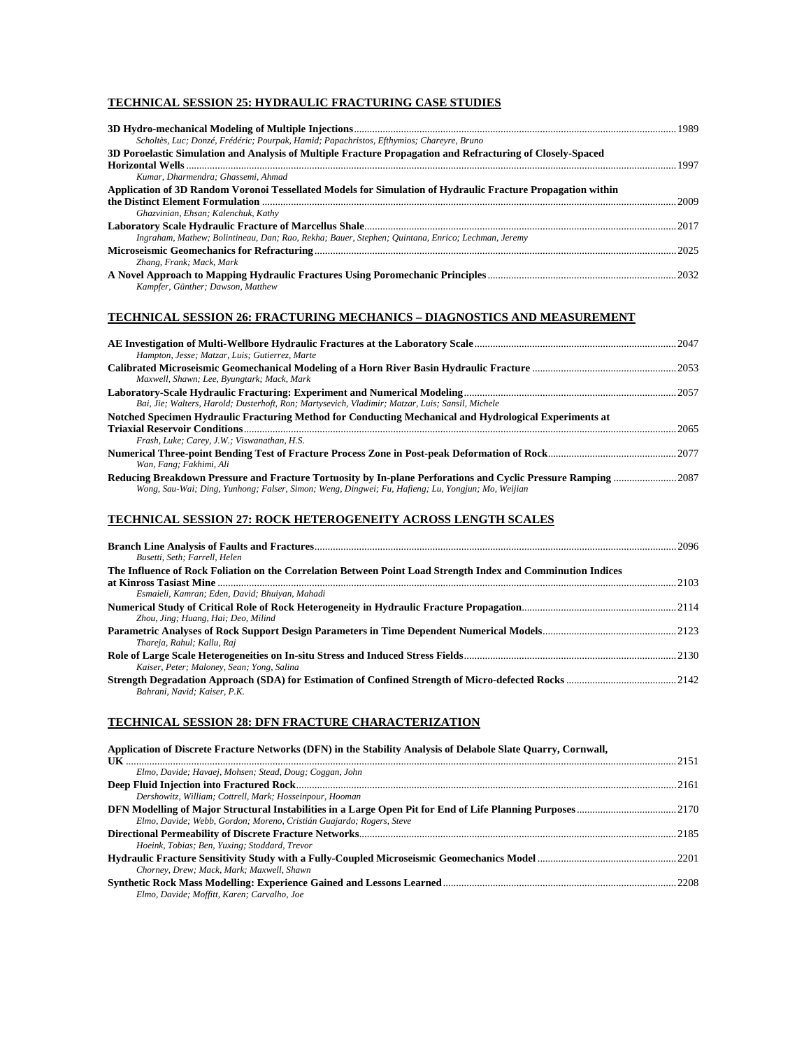## TECHNICAL SESSION 25: HYDRAULIC FRACTURING CASE STUDIES

**3D Hydro-mechanical Modeling of Multiple Injections** ........ 1989
*Scholtès, Luc; Donzé, Frédéric; Pourpak, Hamid; Papachristos, Efthymios; Chareyre, Bruno*

**3D Poroelastic Simulation and Analysis of Multiple Fracture Propagation and Refracturing of Closely-Spaced Horizontal Wells** ........ 1997
*Kumar, Dharmendra; Ghassemi, Ahmad*

**Application of 3D Random Voronoi Tessellated Models for Simulation of Hydraulic Fracture Propagation within the Distinct Element Formulation** ........ 2009
*Ghazvinian, Ehsan; Kalenchuk, Kathy*

**Laboratory Scale Hydraulic Fracture of Marcellus Shale** ........ 2017
*Ingraham, Mathew; Bolintineau, Dan; Rao, Rekha; Bauer, Stephen; Quintana, Enrico; Lechman, Jeremy*

**Microseismic Geomechanics for Refracturing** ........ 2025
*Zhang, Frank; Mack, Mark*

**A Novel Approach to Mapping Hydraulic Fractures Using Poromechanic Principles** ........ 2032
*Kampfer, Günther; Dawson, Matthew*

## TECHNICAL SESSION 26: FRACTURING MECHANICS – DIAGNOSTICS AND MEASUREMENT

**AE Investigation of Multi-Wellbore Hydraulic Fractures at the Laboratory Scale** ........ 2047
*Hampton, Jesse; Matzar, Luis; Gutierrez, Marte*

**Calibrated Microseismic Geomechanical Modeling of a Horn River Basin Hydraulic Fracture** ........ 2053
*Maxwell, Shawn; Lee, Byungtark; Mack, Mark*

**Laboratory-Scale Hydraulic Fracturing: Experiment and Numerical Modeling** ........ 2057
*Bai, Jie; Walters, Harold; Dusterhoft, Ron; Martysevich, Vladimir; Matzar, Luis; Sansil, Michele*

**Notched Specimen Hydraulic Fracturing Method for Conducting Mechanical and Hydrological Experiments at Triaxial Reservoir Conditions** ........ 2065
*Frash, Luke; Carey, J.W.; Viswanathan, H.S.*

**Numerical Three-point Bending Test of Fracture Process Zone in Post-peak Deformation of Rock** ........ 2077
*Wan, Fang; Fakhimi, Ali*

**Reducing Breakdown Pressure and Fracture Tortuosity by In-plane Perforations and Cyclic Pressure Ramping** ........ 2087
*Wong, Sau-Wai; Ding, Yunhong; Falser, Simon; Weng, Dingwei; Fu, Hafieng; Lu, Yongjun; Mo, Weijian*

## TECHNICAL SESSION 27: ROCK HETEROGENEITY ACROSS LENGTH SCALES

**Branch Line Analysis of Faults and Fractures** ........ 2096
*Busetti, Seth; Farrell, Helen*

**The Influence of Rock Foliation on the Correlation Between Point Load Strength Index and Comminution Indices at Kinross Tasiast Mine** ........ 2103
*Esmaieli, Kamran; Eden, David; Bhuiyan, Mahadi*

**Numerical Study of Critical Role of Rock Heterogeneity in Hydraulic Fracture Propagation** ........ 2114
*Zhou, Jing; Huang, Hai; Deo, Milind*

**Parametric Analyses of Rock Support Design Parameters in Time Dependent Numerical Models** ........ 2123
*Thareja, Rahul; Kallu, Raj*

**Role of Large Scale Heterogeneities on In-situ Stress and Induced Stress Fields** ........ 2130
*Kaiser, Peter; Maloney, Sean; Yong, Salina*

**Strength Degradation Approach (SDA) for Estimation of Confined Strength of Micro-defected Rocks** ........ 2142
*Bahrani, Navid; Kaiser, P.K.*

## TECHNICAL SESSION 28: DFN FRACTURE CHARACTERIZATION

**Application of Discrete Fracture Networks (DFN) in the Stability Analysis of Delabole Slate Quarry, Cornwall, UK** ........ 2151
*Elmo, Davide; Havaej, Mohsen; Stead, Doug; Coggan, John*

**Deep Fluid Injection into Fractured Rock** ........ 2161
*Dershowitz, William; Cottrell, Mark; Hosseinpour, Hooman*

**DFN Modelling of Major Structural Instabilities in a Large Open Pit for End of Life Planning Purposes** ........ 2170
*Elmo, Davide; Webb, Gordon; Moreno, Cristián Guajardo; Rogers, Steve*

**Directional Permeability of Discrete Fracture Networks** ........ 2185
*Hoeink, Tobias; Ben, Yuxing; Stoddard, Trevor*

**Hydraulic Fracture Sensitivity Study with a Fully-Coupled Microseismic Geomechanics Model** ........ 2201
*Chorney, Drew; Mack, Mark; Maxwell, Shawn*

**Synthetic Rock Mass Modelling: Experience Gained and Lessons Learned** ........ 2208
*Elmo, Davide; Moffitt, Karen; Carvalho, Joe*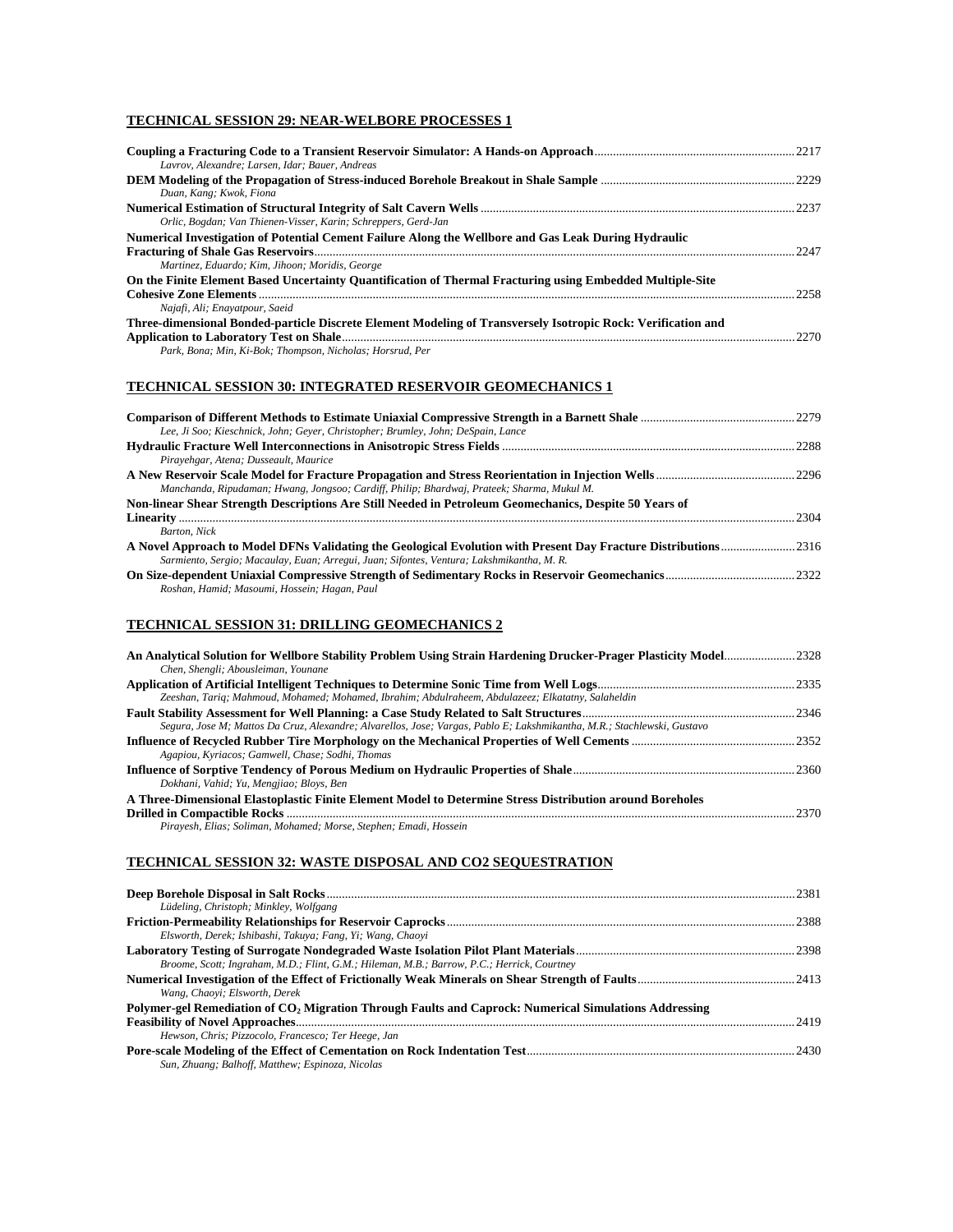## TECHNICAL SESSION 29: NEAR-WELBORE PROCESSES 1

**Coupling a Fracturing Code to a Transient Reservoir Simulator: A Hands-on Approach** .......... 2217
*Lavrov, Alexandre; Larsen, Idar; Bauer, Andreas*

**DEM Modeling of the Propagation of Stress-induced Borehole Breakout in Shale Sample** .......... 2229
*Duan, Kang; Kwok, Fiona*

**Numerical Estimation of Structural Integrity of Salt Cavern Wells** .......... 2237
*Orlic, Bogdan; Van Thienen-Visser, Karin; Schreppers, Gerd-Jan*

**Numerical Investigation of Potential Cement Failure Along the Wellbore and Gas Leak During Hydraulic Fracturing of Shale Gas Reservoirs** .......... 2247
*Martinez, Eduardo; Kim, Jihoon; Moridis, George*

**On the Finite Element Based Uncertainty Quantification of Thermal Fracturing using Embedded Multiple-Site Cohesive Zone Elements** .......... 2258
*Najafi, Ali; Enayatpour, Saeid*

**Three-dimensional Bonded-particle Discrete Element Modeling of Transversely Isotropic Rock: Verification and Application to Laboratory Test on Shale** .......... 2270
*Park, Bona; Min, Ki-Bok; Thompson, Nicholas; Horsrud, Per*

## TECHNICAL SESSION 30: INTEGRATED RESERVOIR GEOMECHANICS 1

**Comparison of Different Methods to Estimate Uniaxial Compressive Strength in a Barnett Shale** .......... 2279
*Lee, Ji Soo; Kieschnick, John; Geyer, Christopher; Brumley, John; DeSpain, Lance*

**Hydraulic Fracture Well Interconnections in Anisotropic Stress Fields** .......... 2288
*Pirayehgar, Atena; Dusseault, Maurice*

**A New Reservoir Scale Model for Fracture Propagation and Stress Reorientation in Injection Wells** .......... 2296
*Manchanda, Ripudaman; Hwang, Jongsoo; Cardiff, Philip; Bhardwaj, Prateek; Sharma, Mukul M.*

**Non-linear Shear Strength Descriptions Are Still Needed in Petroleum Geomechanics, Despite 50 Years of Linearity** .......... 2304
*Barton, Nick*

**A Novel Approach to Model DFNs Validating the Geological Evolution with Present Day Fracture Distributions** .......... 2316
*Sarmiento, Sergio; Macaulay, Euan; Arregui, Juan; Sifontes, Ventura; Lakshmikantha, M. R.*

**On Size-dependent Uniaxial Compressive Strength of Sedimentary Rocks in Reservoir Geomechanics** .......... 2322
*Roshan, Hamid; Masoumi, Hossein; Hagan, Paul*

## TECHNICAL SESSION 31: DRILLING GEOMECHANICS 2

**An Analytical Solution for Wellbore Stability Problem Using Strain Hardening Drucker-Prager Plasticity Model** .......... 2328
*Chen, Shengli; Abousleiman, Younane*

**Application of Artificial Intelligent Techniques to Determine Sonic Time from Well Logs** .......... 2335
*Zeeshan, Tariq; Mahmoud, Mohamed; Mohamed, Ibrahim; Abdulraheem, Abdulazeez; Elkatatny, Salaheldin*

**Fault Stability Assessment for Well Planning: a Case Study Related to Salt Structures** .......... 2346
*Segura, Jose M; Mattos Da Cruz, Alexandre; Alvarellos, Jose; Vargas, Pablo E; Lakshmikantha, M.R.; Stachlewski, Gustavo*

**Influence of Recycled Rubber Tire Morphology on the Mechanical Properties of Well Cements** .......... 2352
*Agapiou, Kyriacos; Gamwell, Chase; Sodhi, Thomas*

**Influence of Sorptive Tendency of Porous Medium on Hydraulic Properties of Shale** .......... 2360
*Dokhani, Vahid; Yu, Mengjiao; Bloys, Ben*

**A Three-Dimensional Elastoplastic Finite Element Model to Determine Stress Distribution around Boreholes Drilled in Compactible Rocks** .......... 2370
*Pirayesh, Elias; Soliman, Mohamed; Morse, Stephen; Emadi, Hossein*

## TECHNICAL SESSION 32: WASTE DISPOSAL AND CO2 SEQUESTRATION

**Deep Borehole Disposal in Salt Rocks** .......... 2381
*Lüdeling, Christoph; Minkley, Wolfgang*

**Friction-Permeability Relationships for Reservoir Caprocks** .......... 2388
*Elsworth, Derek; Ishibashi, Takuya; Fang, Yi; Wang, Chaoyi*

**Laboratory Testing of Surrogate Nondegraded Waste Isolation Pilot Plant Materials** .......... 2398
*Broome, Scott; Ingraham, M.D.; Flint, G.M.; Hileman, M.B.; Barrow, P.C.; Herrick, Courtney*

**Numerical Investigation of the Effect of Frictionally Weak Minerals on Shear Strength of Faults** .......... 2413
*Wang, Chaoyi; Elsworth, Derek*

**Polymer-gel Remediation of $CO_2$ Migration Through Faults and Caprock: Numerical Simulations Addressing Feasibility of Novel Approaches** .......... 2419
*Hewson, Chris; Pizzocolo, Francesco; Ter Heege, Jan*

**Pore-scale Modeling of the Effect of Cementation on Rock Indentation Test** .......... 2430
*Sun, Zhuang; Balhoff, Matthew; Espinoza, Nicolas*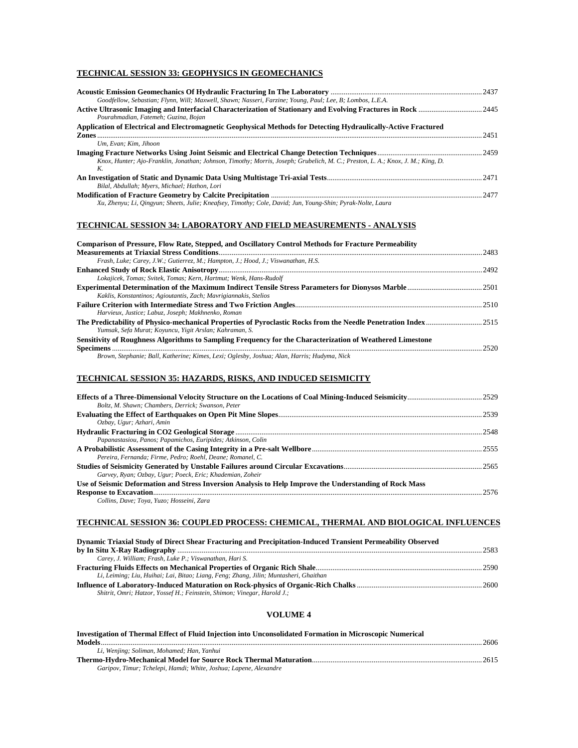## TECHNICAL SESSION 33: GEOPHYSICS IN GEOMECHANICS

**Acoustic Emission Geomechanics Of Hydraulic Fracturing In The Laboratory** ........ 2437
*Goodfellow, Sebastian; Flynn, Will; Maxwell, Shawn; Nasseri, Farzine; Young, Paul; Lee, B; Lombos, L.E.A.*

**Active Ultrasonic Imaging and Interfacial Characterization of Stationary and Evolving Fractures in Rock** ........ 2445
*Pourahmadian, Fateneh; Guzina, Bojan*

**Application of Electrical and Electromagnetic Geophysical Methods for Detecting Hydraulically-Active Fractured Zones** ........ 2451
*Um, Evan; Kim, Jihoon*

**Imaging Fracture Networks Using Joint Seismic and Electrical Change Detection Techniques** ........ 2459
*Knox, Hunter; Ajo-Franklin, Jonathan; Johnson, Timothy; Morris, Joseph; Grubelich, M. C.; Preston, L. A.; Knox, J. M.; King, D. K.*

**An Investigation of Static and Dynamic Data Using Multistage Tri-axial Tests** ........ 2471
*Bilal, Abdullah; Myers, Michael; Hathon, Lori*

**Modification of Fracture Geometry by Calcite Precipitation** ........ 2477
*Xu, Zhenyu; Li, Qingyun; Sheets, Julie; Kneafsey, Timothy; Cole, David; Jun, Young-Shin; Pyrak-Nolte, Laura*

## TECHNICAL SESSION 34: LABORATORY AND FIELD MEASUREMENTS - ANALYSIS

**Comparison of Pressure, Flow Rate, Stepped, and Oscillatory Control Methods for Fracture Permeability Measurements at Triaxial Stress Conditions** ........ 2483
*Frash, Luke; Carey, J.W.; Gutierrez, M.; Hampton, J.; Hood, J.; Viswanathan, H.S.*

**Enhanced Study of Rock Elastic Anisotropy** ........ 2492
*Lokajicek, Tomas; Svitek, Tomas; Kern, Hartmut; Wenk, Hans-Rudolf*

**Experimental Determination of the Maximum Indirect Tensile Stress Parameters for Dionysos Marble** ........ 2501
*Kaklis, Konstantinos; Agioutantis, Zach; Mavrigiannakis, Stelios*

**Failure Criterion with Intermediate Stress and Two Friction Angles** ........ 2510
*Harvieux, Justice; Labuz, Joseph; Makhnenko, Roman*

**The Predictability of Physico-mechanical Properties of Pyroclastic Rocks from the Needle Penetration Index** ........ 2515
*Yumsak, Sefa Murat; Koyuncu, Yigit Arslan; Kahraman, S.*

**Sensitivity of Roughness Algorithms to Sampling Frequency for the Characterization of Weathered Limestone Specimens** ........ 2520
*Brown, Stephanie; Ball, Katherine; Kimes, Lexi; Oglesby, Joshua; Alan, Harris; Hudyma, Nick*

## TECHNICAL SESSION 35: HAZARDS, RISKS, AND INDUCED SEISMICITY

**Effects of a Three-Dimensional Velocity Structure on the Locations of Coal Mining-Induced Seismicity** ........ 2529
*Boltz, M. Shawn; Chambers, Derrick; Swanson, Peter*

**Evaluating the Effect of Earthquakes on Open Pit Mine Slopes** ........ 2539
*Ozbay, Ugur; Azhari, Amin*

**Hydraulic Fracturing in CO2 Geological Storage** ........ 2548
*Papanastasiou, Panos; Papamichos, Euripides; Atkinson, Colin*

**A Probabilistic Assessment of the Casing Integrity in a Pre-salt Wellbore** ........ 2555
*Pereira, Fernanda; Firme, Pedro; Roehl, Deane; Romanel, C.*

**Studies of Seismicity Generated by Unstable Failures around Circular Excavations** ........ 2565
*Garvey, Ryan; Ozbay, Ugur; Poeck, Eric; Khademian, Zoheir*

**Use of Seismic Deformation and Stress Inversion Analysis to Help Improve the Understanding of Rock Mass Response to Excavation** ........ 2576
*Collins, Dave; Toya, Yuzo; Hosseini, Zara*

## TECHNICAL SESSION 36: COUPLED PROCESS: CHEMICAL, THERMAL AND BIOLOGICAL INFLUENCES

**Dynamic Triaxial Study of Direct Shear Fracturing and Precipitation-Induced Transient Permeability Observed by In Situ X-Ray Radiography** ........ 2583
*Carey, J. William; Frash, Luke P.; Viswanathan, Hari S.*

**Fracturing Fluids Effects on Mechanical Properties of Organic Rich Shale** ........ 2590
*Li, Leiming; Liu, Huihai; Lai, Bitao; Liang, Feng; Zhang, Jilin; Muntasheri, Ghaithan*

**Influence of Laboratory-Induced Maturation on Rock-physics of Organic-Rich Chalks** ........ 2600
*Shitrit, Omri; Hatzor, Yossef H.; Feinstein, Shimon; Vinegar, Harold J.;*

## VOLUME 4

**Investigation of Thermal Effect of Fluid Injection into Unconsolidated Formation in Microscopic Numerical Models** ........ 2606
*Li, Wenjing; Soliman, Mohamed; Han, Yanhui*

**Thermo-Hydro-Mechanical Model for Source Rock Thermal Maturation** ........ 2615
*Garipov, Timur; Tchelepi, Hamdi; White, Joshua; Lapene, Alexandre*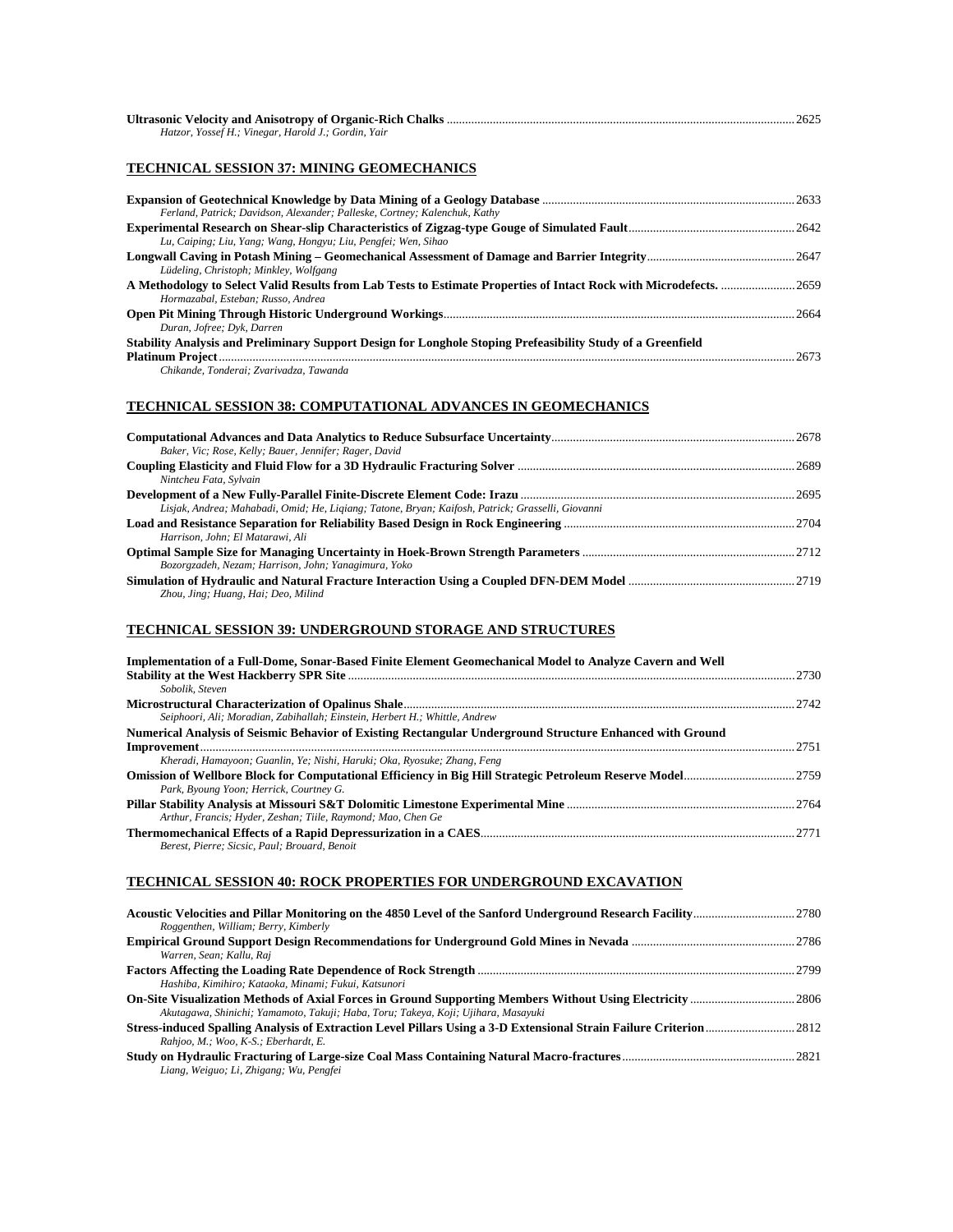**Ultrasonic Velocity and Anisotropy of Organic-Rich Chalks** ........ 2625
*Hatzor, Yossef H.; Vinegar, Harold J.; Gordin, Yair*

## TECHNICAL SESSION 37: MINING GEOMECHANICS

**Expansion of Geotechnical Knowledge by Data Mining of a Geology Database** ........ 2633
*Ferland, Patrick; Davidson, Alexander; Palleske, Cortney; Kalenchuk, Kathy*

**Experimental Research on Shear-slip Characteristics of Zigzag-type Gouge of Simulated Fault** ........ 2642
*Lu, Caiping; Liu, Yang; Wang, Hongyu; Liu, Pengfei; Wen, Sihao*

**Longwall Caving in Potash Mining – Geomechanical Assessment of Damage and Barrier Integrity** ........ 2647
*Lüdeling, Christoph; Minkley, Wolfgang*

**A Methodology to Select Valid Results from Lab Tests to Estimate Properties of Intact Rock with Microdefects.** ........ 2659
*Hormazabal, Esteban; Russo, Andrea*

**Open Pit Mining Through Historic Underground Workings** ........ 2664
*Duran, Jofree; Dyk, Darren*

**Stability Analysis and Preliminary Support Design for Longhole Stoping Prefeasibility Study of a Greenfield Platinum Project** ........ 2673
*Chikande, Tonderai; Zvarivadza, Tawanda*

## TECHNICAL SESSION 38: COMPUTATIONAL ADVANCES IN GEOMECHANICS

**Computational Advances and Data Analytics to Reduce Subsurface Uncertainty** ........ 2678
*Baker, Vic; Rose, Kelly; Bauer, Jennifer; Rager, David*

**Coupling Elasticity and Fluid Flow for a 3D Hydraulic Fracturing Solver** ........ 2689
*Nintcheu Fata, Sylvain*

**Development of a New Fully-Parallel Finite-Discrete Element Code: Irazu** ........ 2695
*Lisjak, Andrea; Mahabadi, Omid; He, Liqiang; Tatone, Bryan; Kaifosh, Patrick; Grasselli, Giovanni*

**Load and Resistance Separation for Reliability Based Design in Rock Engineering** ........ 2704
*Harrison, John; El Matarawi, Ali*

**Optimal Sample Size for Managing Uncertainty in Hoek-Brown Strength Parameters** ........ 2712
*Bozorgzadeh, Nezam; Harrison, John; Yanagimura, Yoko*

**Simulation of Hydraulic and Natural Fracture Interaction Using a Coupled DFN-DEM Model** ........ 2719
*Zhou, Jing; Huang, Hai; Deo, Milind*

## TECHNICAL SESSION 39: UNDERGROUND STORAGE AND STRUCTURES

**Implementation of a Full-Dome, Sonar-Based Finite Element Geomechanical Model to Analyze Cavern and Well Stability at the West Hackberry SPR Site** ........ 2730
*Sobolik, Steven*

**Microstructural Characterization of Opalinus Shale** ........ 2742
*Seiphoori, Ali; Moradian, Zabihallah; Einstein, Herbert H.; Whittle, Andrew*

**Numerical Analysis of Seismic Behavior of Existing Rectangular Underground Structure Enhanced with Ground Improvement** ........ 2751
*Kheradi, Hamayoon; Guanlin, Ye; Nishi, Haruki; Oka, Ryosuke; Zhang, Feng*

**Omission of Wellbore Block for Computational Efficiency in Big Hill Strategic Petroleum Reserve Model** ........ 2759
*Park, Byoung Yoon; Herrick, Courtney G.*

**Pillar Stability Analysis at Missouri S&T Dolomitic Limestone Experimental Mine** ........ 2764
*Arthur, Francis; Hyder, Zeshan; Tiile, Raymond; Mao, Chen Ge*

**Thermomechanical Effects of a Rapid Depressurization in a CAES** ........ 2771
*Berest, Pierre; Sicsic, Paul; Brouard, Benoit*

## TECHNICAL SESSION 40: ROCK PROPERTIES FOR UNDERGROUND EXCAVATION

**Acoustic Velocities and Pillar Monitoring on the 4850 Level of the Sanford Underground Research Facility** ........ 2780
*Roggenthen, William; Berry, Kimberly*

**Empirical Ground Support Design Recommendations for Underground Gold Mines in Nevada** ........ 2786
*Warren, Sean; Kallu, Raj*

**Factors Affecting the Loading Rate Dependence of Rock Strength** ........ 2799
*Hashiba, Kimihiro; Kataoka, Minami; Fukui, Katsunori*

**On-Site Visualization Methods of Axial Forces in Ground Supporting Members Without Using Electricity** ........ 2806
*Akutagawa, Shinichi; Yamamoto, Takuji; Haba, Toru; Takeya, Koji; Ujihara, Masayuki*

**Stress-induced Spalling Analysis of Extraction Level Pillars Using a 3-D Extensional Strain Failure Criterion** ........ 2812
*Rahjoo, M.; Woo, K-S.; Eberhardt, E.*

**Study on Hydraulic Fracturing of Large-size Coal Mass Containing Natural Macro-fractures** ........ 2821
*Liang, Weiguo; Li, Zhigang; Wu, Pengfei*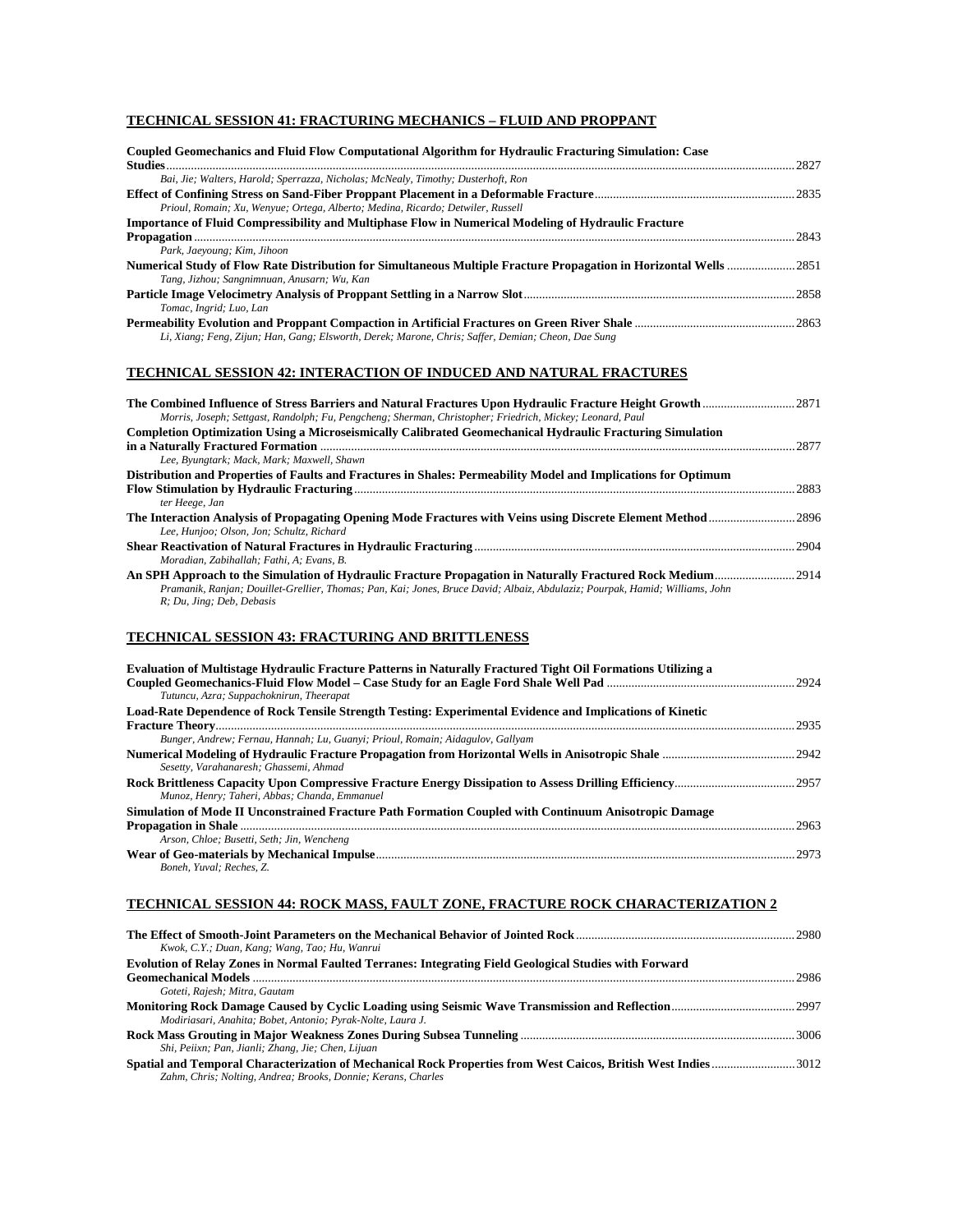## TECHNICAL SESSION 41: FRACTURING MECHANICS – FLUID AND PROPPANT

**Coupled Geomechanics and Fluid Flow Computational Algorithm for Hydraulic Fracturing Simulation: Case Studies** ........ 2827
*Bai, Jie; Walters, Harold; Sperrazza, Nicholas; McNealy, Timothy; Dusterhoft, Ron*

**Effect of Confining Stress on Sand-Fiber Proppant Placement in a Deformable Fracture** ........ 2835
*Prioul, Romain; Xu, Wenyue; Ortega, Alberto; Medina, Ricardo; Detwiler, Russell*

**Importance of Fluid Compressibility and Multiphase Flow in Numerical Modeling of Hydraulic Fracture Propagation** ........ 2843
*Park, Jaeyoung; Kim, Jihoon*

**Numerical Study of Flow Rate Distribution for Simultaneous Multiple Fracture Propagation in Horizontal Wells** ........ 2851
*Tang, Jizhou; Sangnimnuan, Anusarn; Wu, Kan*

**Particle Image Velocimetry Analysis of Proppant Settling in a Narrow Slot** ........ 2858
*Tomac, Ingrid; Luo, Lan*

**Permeability Evolution and Proppant Compaction in Artificial Fractures on Green River Shale** ........ 2863
*Li, Xiang; Feng, Zijun; Han, Gang; Elsworth, Derek; Marone, Chris; Saffer, Demian; Cheon, Dae Sung*

## TECHNICAL SESSION 42: INTERACTION OF INDUCED AND NATURAL FRACTURES

**The Combined Influence of Stress Barriers and Natural Fractures Upon Hydraulic Fracture Height Growth** ........ 2871
*Morris, Joseph; Settgast, Randolph; Fu, Pengcheng; Sherman, Christopher; Friedrich, Mickey; Leonard, Paul*

**Completion Optimization Using a Microseismically Calibrated Geomechanical Hydraulic Fracturing Simulation in a Naturally Fractured Formation** ........ 2877
*Lee, Byungtark; Mack, Mark; Maxwell, Shawn*

**Distribution and Properties of Faults and Fractures in Shales: Permeability Model and Implications for Optimum Flow Stimulation by Hydraulic Fracturing** ........ 2883
*ter Heege, Jan*

**The Interaction Analysis of Propagating Opening Mode Fractures with Veins using Discrete Element Method** ........ 2896
*Lee, Hunjoo; Olson, Jon; Schultz, Richard*

**Shear Reactivation of Natural Fractures in Hydraulic Fracturing** ........ 2904
*Moradian, Zabihallah; Fathi, A; Evans, B.*

**An SPH Approach to the Simulation of Hydraulic Fracture Propagation in Naturally Fractured Rock Medium** ........ 2914
*Pramanik, Ranjan; Douillet-Grellier, Thomas; Pan, Kai; Jones, Bruce David; Albaiz, Abdulaziz; Pourpak, Hamid; Williams, John R; Du, Jing; Deb, Debasis*

## TECHNICAL SESSION 43: FRACTURING AND BRITTLENESS

**Evaluation of Multistage Hydraulic Fracture Patterns in Naturally Fractured Tight Oil Formations Utilizing a Coupled Geomechanics-Fluid Flow Model – Case Study for an Eagle Ford Shale Well Pad** ........ 2924
*Tutuncu, Azra; Suppachoknirun, Theerapat*

**Load-Rate Dependence of Rock Tensile Strength Testing: Experimental Evidence and Implications of Kinetic Fracture Theory** ........ 2935
*Bunger, Andrew; Fernau, Hannah; Lu, Guanyi; Prioul, Romain; Aidagulov, Gallyam*

**Numerical Modeling of Hydraulic Fracture Propagation from Horizontal Wells in Anisotropic Shale** ........ 2942
*Sesetty, Varahanaresh; Ghassemi, Ahmad*

**Rock Brittleness Capacity Upon Compressive Fracture Energy Dissipation to Assess Drilling Efficiency** ........ 2957
*Munoz, Henry; Taheri, Abbas; Chanda, Emmanuel*

**Simulation of Mode II Unconstrained Fracture Path Formation Coupled with Continuum Anisotropic Damage Propagation in Shale** ........ 2963
*Arson, Chloe; Busetti, Seth; Jin, Wencheng*

**Wear of Geo-materials by Mechanical Impulse** ........ 2973
*Boneh, Yuval; Reches, Z.*

## TECHNICAL SESSION 44: ROCK MASS, FAULT ZONE, FRACTURE ROCK CHARACTERIZATION 2

**The Effect of Smooth-Joint Parameters on the Mechanical Behavior of Jointed Rock** ........ 2980
*Kwok, C.Y.; Duan, Kang; Wang, Tao; Hu, Wanrui*

**Evolution of Relay Zones in Normal Faulted Terranes: Integrating Field Geological Studies with Forward Geomechanical Models** ........ 2986
*Goteti, Rajesh; Mitra, Gautam*

**Monitoring Rock Damage Caused by Cyclic Loading using Seismic Wave Transmission and Reflection** ........ 2997
*Modiriasari, Anahita; Bobet, Antonio; Pyrak-Nolte, Laura J.*

**Rock Mass Grouting in Major Weakness Zones During Subsea Tunneling** ........ 3006
*Shi, Peiixn; Pan, Jianli; Zhang, Jie; Chen, Lijuan*

**Spatial and Temporal Characterization of Mechanical Rock Properties from West Caicos, British West Indies** ........ 3012
*Zahm, Chris; Nolting, Andrea; Brooks, Donnie; Kerans, Charles*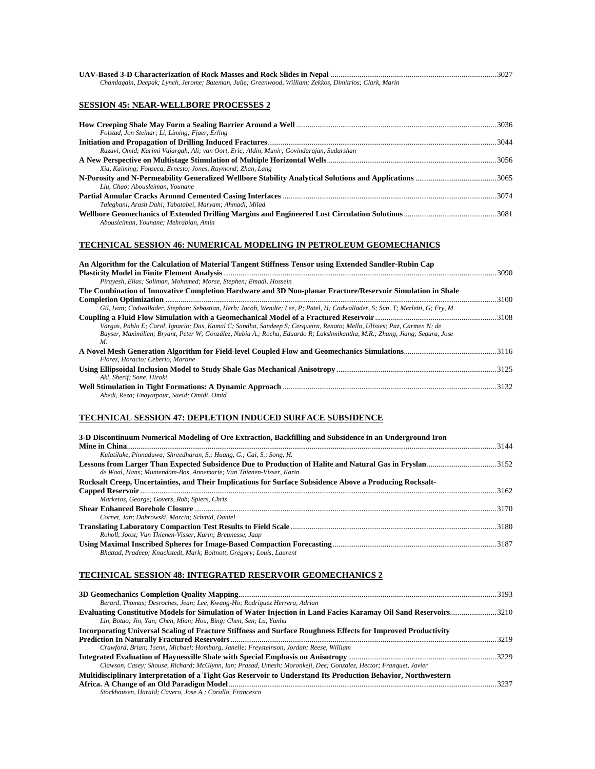**UAV-Based 3-D Characterization of Rock Masses and Rock Slides in Nepal** ........................................ 3027
*Chamlagain, Deepak; Lynch, Jerome; Bateman, Julie; Greenwood, William; Zekkos, Dimitrios; Clark, Marin*

## SESSION 45: NEAR-WELLBORE PROCESSES 2

**How Creeping Shale May Form a Sealing Barrier Around a Well** ........................................ 3036
*Folstad, Jon Steinar; Li, Liming; Fjaer, Erling*

**Initiation and Propagation of Drilling Induced Fractures** ........................................ 3044
*Razavi, Omid; Karimi Vajargah, Ali; van Oort, Eric; Aldin, Munir; Govindarajan, Sudarshan*

**A New Perspective on Multistage Stimulation of Multiple Horizontal Wells** ........................................ 3056
*Xia, Kaiming; Fonseca, Ernesto; Jones, Raymond; Zhan, Lang*

**N-Porosity and N-Permeability Generalized Wellbore Stability Analytical Solutions and Applications** ........................................ 3065
*Liu, Chao; Abousleiman, Younane*

**Partial Annular Cracks Around Cemented Casing Interfaces** ........................................ 3074
*Taleghani, Arash Dahi; Tabatabei, Maryam; Ahmadi, Milad*

**Wellbore Geomechanics of Extended Drilling Margins and Engineered Lost Circulation Solutions** ........................................ 3081
*Abousleiman, Younane; Mehrabian, Amin*

## TECHNICAL SESSION 46: NUMERICAL MODELING IN PETROLEUM GEOMECHANICS

**An Algorithm for the Calculation of Material Tangent Stiffness Tensor using Extended Sandler-Rubin Cap Plasticity Model in Finite Element Analysis** ........................................ 3090
*Pirayesh, Elias; Soliman, Mohamed; Morse, Stephen; Emadi, Hossein*

**The Combination of Innovative Completion Hardware and 3D Non-planar Fracture/Reservoir Simulation in Shale Completion Optimization** ........................................ 3100
*Gil, Ivan; Cadwallader, Stephan; Sebastian, Herb; Jacob, Wendte; Lee, P; Patel, H; Cadwallader, S; Sun, T; Merletti, G; Fry, M*

**Coupling a Fluid Flow Simulation with a Geomechanical Model of a Fractured Reservoir** ........................................ 3108
*Vargas, Pablo E; Carol, Ignacio; Das, Kamal C; Sandha, Sandeep S; Cerqueira, Renato; Mello, Ulisses; Paz, Carmen N; de Bayser, Maximilien; Bryant, Peter W; González, Nubia A.; Rocha, Eduardo R; Lakshmikantha, M.R.; Zhang, Jiang; Segura, Jose M.*

**A Novel Mesh Generation Algorithm for Field-level Coupled Flow and Geomechanics Simulations** ........................................ 3116
*Florez, Horacio; Ceberio, Martine*

**Using Ellipsoidal Inclusion Model to Study Shale Gas Mechanical Anisotropy** ........................................ 3125
*Akl, Sherif; Sone, Hiroki*

**Well Stimulation in Tight Formations: A Dynamic Approach** ........................................ 3132
*Abedi, Reza; Enayatpour, Saeid; Omidi, Omid*

## TECHNICAL SESSION 47: DEPLETION INDUCED SURFACE SUBSIDENCE

**3-D Discontinuum Numerical Modeling of Ore Extraction, Backfilling and Subsidence in an Underground Iron Mine in China** ........................................ 3144
*Kulatilake, Pinnaduwa; Shreedharan, S.; Huang, G.; Cai, S.; Song, H.*

**Lessons from Larger Than Expected Subsidence Due to Production of Halite and Natural Gas in Fryslan** ........................................ 3152
*de Waal, Hans; Muntendam-Bos, Annemarie; Van Thienen-Visser, Karin*

**Rocksalt Creep, Uncertainties, and Their Implications for Surface Subsidence Above a Producing Rocksalt-Capped Reservoir** ........................................ 3162
*Marketos, George; Govers, Rob; Spiers, Chris*

**Shear Enhanced Borehole Closure** ........................................ 3170
*Cornet, Jan; Dabrowski, Marcin; Schmid, Daniel*

**Translating Laboratory Compaction Test Results to Field Scale** ........................................ 3180
*Roholl, Joost; Van Thienen-Visser, Karin; Breunesse, Jaap*

**Using Maximal Inscribed Spheres for Image-Based Compaction Forecasting** ........................................ 3187
*Bhattad, Pradeep; Knackstedt, Mark; Boitnott, Gregory; Louis, Laurent*

## TECHNICAL SESSION 48: INTEGRATED RESERVOIR GEOMECHANICS 2

**3D Geomechanics Completion Quality Mapping** ........................................ 3193
*Berard, Thomas; Desroches, Jean; Lee, Kwang-Ho; Rodriguez Herrera, Adrian*

**Evaluating Constitutive Models for Simulation of Water Injection in Land Facies Karamay Oil Sand Reservoirs** ........................................ 3210
*Lin, Botao; Jin, Yan; Chen, Mian; Hou, Bing; Chen, Sen; Lu, Yunhu*

**Incorporating Universal Scaling of Fracture Stiffness and Surface Roughness Effects for Improved Productivity Prediction In Naturally Fractured Reservoirs** ........................................ 3219
*Crawford, Brian; Tsenn, Michael; Homburg, Janelle; Freysteinson, Jordan; Reese, William*

**Integrated Evaluation of Haynesville Shale with Special Emphasis on Anisotropy** ........................................ 3229
*Clawson, Casey; Shouse, Richard; McGlynn, Ian; Prasad, Umesh; Moronkeji, Dee; Gonzalez, Hector; Franquet, Javier*

**Multidisciplinary Interpretation of a Tight Gas Reservoir to Understand Its Production Behavior, Northwestern Africa. A Change of an Old Paradigm Model** ........................................ 3237
*Stockhausen, Harald; Cavero, Jose A.; Corallo, Francesco*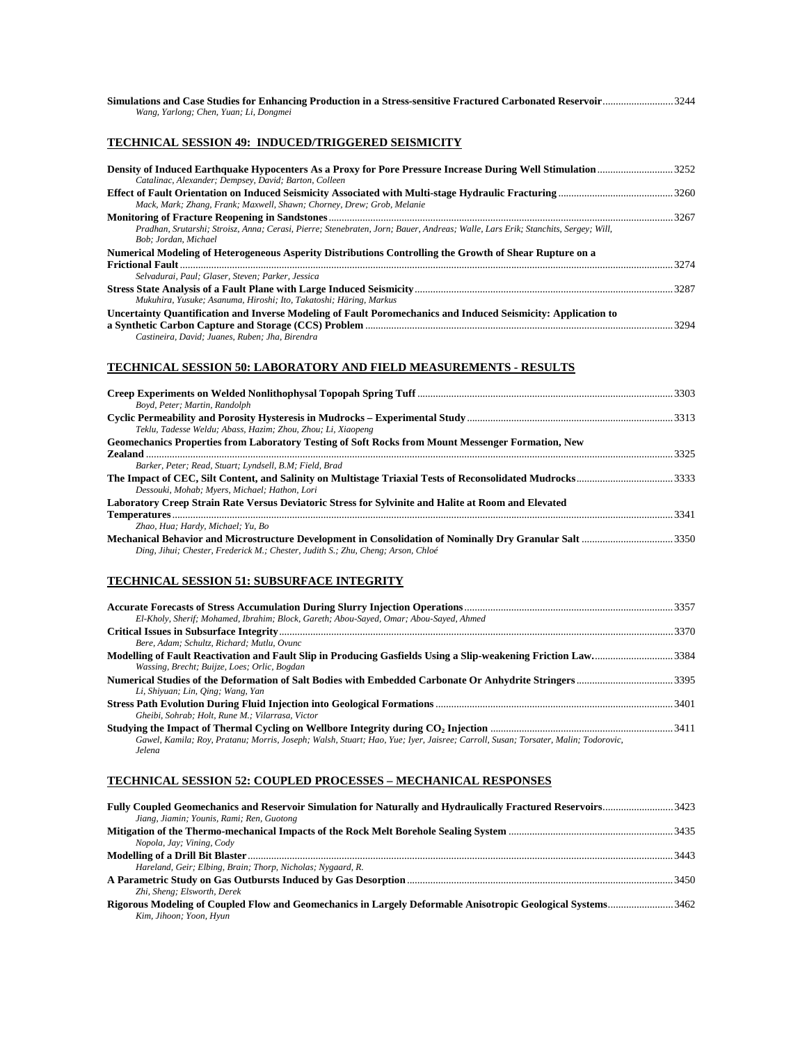**Simulations and Case Studies for Enhancing Production in a Stress-sensitive Fractured Carbonated Reservoir** .......... 3244
*Wang, Yarlong; Chen, Yuan; Li, Dongmei*

## TECHNICAL SESSION 49: INDUCED/TRIGGERED SEISMICITY

**Density of Induced Earthquake Hypocenters As a Proxy for Pore Pressure Increase During Well Stimulation** .......... 3252
*Catalinac, Alexander; Dempsey, David; Barton, Colleen*

**Effect of Fault Orientation on Induced Seismicity Associated with Multi-stage Hydraulic Fracturing** .......... 3260
*Mack, Mark; Zhang, Frank; Maxwell, Shawn; Chorney, Drew; Grob, Melanie*

**Monitoring of Fracture Reopening in Sandstones** .......... 3267
*Pradhan, Srutarshi; Stroisz, Anna; Cerasi, Pierre; Stenebraten, Jorn; Bauer, Andreas; Walle, Lars Erik; Stanchits, Sergey; Will, Bob; Jordan, Michael*

**Numerical Modeling of Heterogeneous Asperity Distributions Controlling the Growth of Shear Rupture on a Frictional Fault** .......... 3274
*Selvadurai, Paul; Glaser, Steven; Parker, Jessica*

**Stress State Analysis of a Fault Plane with Large Induced Seismicity** .......... 3287
*Mukuhira, Yusuke; Asanuma, Hiroshi; Ito, Takatoshi; Häring, Markus*

**Uncertainty Quantification and Inverse Modeling of Fault Poromechanics and Induced Seismicity: Application to a Synthetic Carbon Capture and Storage (CCS) Problem** .......... 3294
*Castineira, David; Juanes, Ruben; Jha, Birendra*

## TECHNICAL SESSION 50: LABORATORY AND FIELD MEASUREMENTS - RESULTS

**Creep Experiments on Welded Nonlithophysal Topopah Spring Tuff** .......... 3303
*Boyd, Peter; Martin, Randolph*

**Cyclic Permeability and Porosity Hysteresis in Mudrocks – Experimental Study** .......... 3313
*Teklu, Tadesse Weldu; Abass, Hazim; Zhou, Zhou; Li, Xiaopeng*

**Geomechanics Properties from Laboratory Testing of Soft Rocks from Mount Messenger Formation, New Zealand** .......... 3325
*Barker, Peter; Read, Stuart; Lyndsell, B.M; Field, Brad*

**The Impact of CEC, Silt Content, and Salinity on Multistage Triaxial Tests of Reconsolidated Mudrocks** .......... 3333
*Dessouki, Mohab; Myers, Michael; Hathon, Lori*

**Laboratory Creep Strain Rate Versus Deviatoric Stress for Sylvinite and Halite at Room and Elevated Temperatures** .......... 3341
*Zhao, Hua; Hardy, Michael; Yu, Bo*

**Mechanical Behavior and Microstructure Development in Consolidation of Nominally Dry Granular Salt** .......... 3350
*Ding, Jihui; Chester, Frederick M.; Chester, Judith S.; Zhu, Cheng; Arson, Chloé*

## TECHNICAL SESSION 51: SUBSURFACE INTEGRITY

**Accurate Forecasts of Stress Accumulation During Slurry Injection Operations** .......... 3357
*El-Kholy, Sherif; Mohamed, Ibrahim; Block, Gareth; Abou-Sayed, Omar; Abou-Sayed, Ahmed*

**Critical Issues in Subsurface Integrity** .......... 3370
*Bere, Adam; Schultz, Richard; Mutlu, Ovunc*

**Modelling of Fault Reactivation and Fault Slip in Producing Gasfields Using a Slip-weakening Friction Law.** .......... 3384
*Wassing, Brecht; Buijze, Loes; Orlic, Bogdan*

**Numerical Studies of the Deformation of Salt Bodies with Embedded Carbonate Or Anhydrite Stringers** .......... 3395
*Li, Shiyuan; Lin, Qing; Wang, Yan*

**Stress Path Evolution During Fluid Injection into Geological Formations** .......... 3401
*Gheibi, Sohrab; Holt, Rune M.; Vilarrasa, Victor*

**Studying the Impact of Thermal Cycling on Wellbore Integrity during $CO_2$ Injection** .......... 3411
*Gawel, Kamila; Roy, Pratanu; Morris, Joseph; Walsh, Stuart; Hao, Yue; Iyer, Jaisree; Carroll, Susan; Torsater, Malin; Todorovic, Jelena*

## TECHNICAL SESSION 52: COUPLED PROCESSES – MECHANICAL RESPONSES

**Fully Coupled Geomechanics and Reservoir Simulation for Naturally and Hydraulically Fractured Reservoirs** .......... 3423
*Jiang, Jiamin; Younis, Rami; Ren, Guotong*

**Mitigation of the Thermo-mechanical Impacts of the Rock Melt Borehole Sealing System** .......... 3435
*Nopola, Jay; Vining, Cody*

**Modelling of a Drill Bit Blaster** .......... 3443
*Hareland, Geir; Elbing, Brain; Thorp, Nicholas; Nygaard, R.*

**A Parametric Study on Gas Outbursts Induced by Gas Desorption** .......... 3450
*Zhi, Sheng; Elsworth, Derek*

**Rigorous Modeling of Coupled Flow and Geomechanics in Largely Deformable Anisotropic Geological Systems** .......... 3462
*Kim, Jihoon; Yoon, Hyun*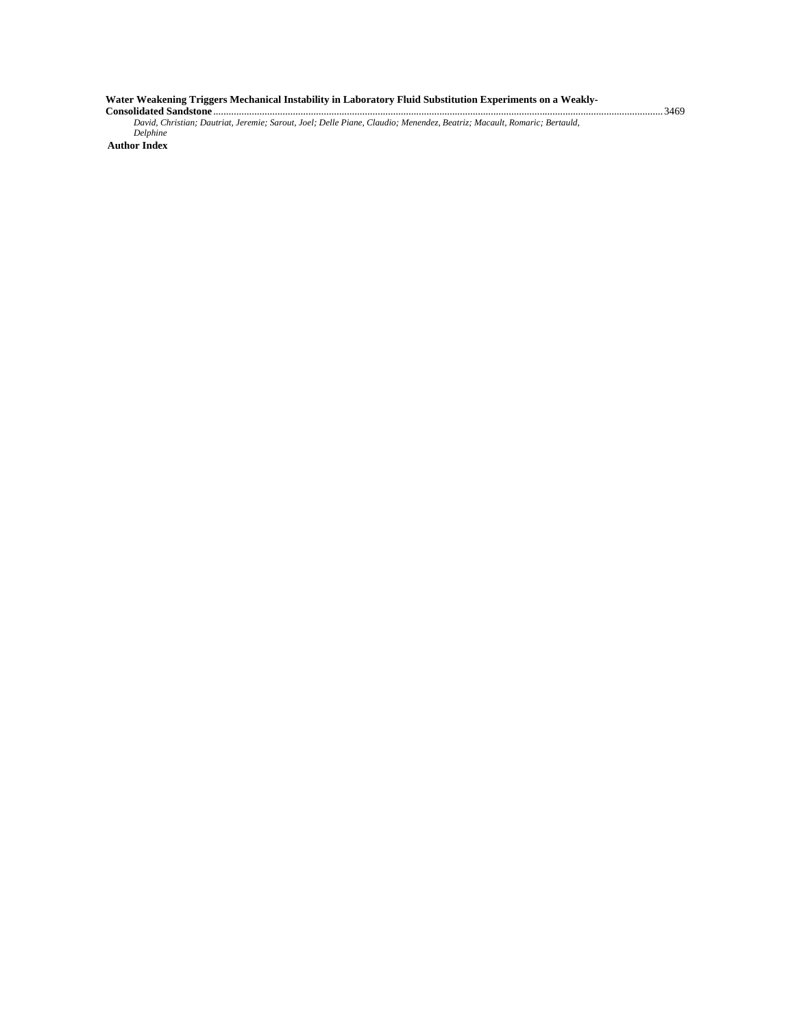**Water Weakening Triggers Mechanical Instability in Laboratory Fluid Substitution Experiments on a Weakly-Consolidated Sandstone** ............................................................................................................................ 3469

*David, Christian; Dautriat, Jeremie; Sarout, Joel; Delle Piane, Claudio; Menendez, Beatriz; Macault, Romaric; Bertauld, Delphine*

**Author Index**